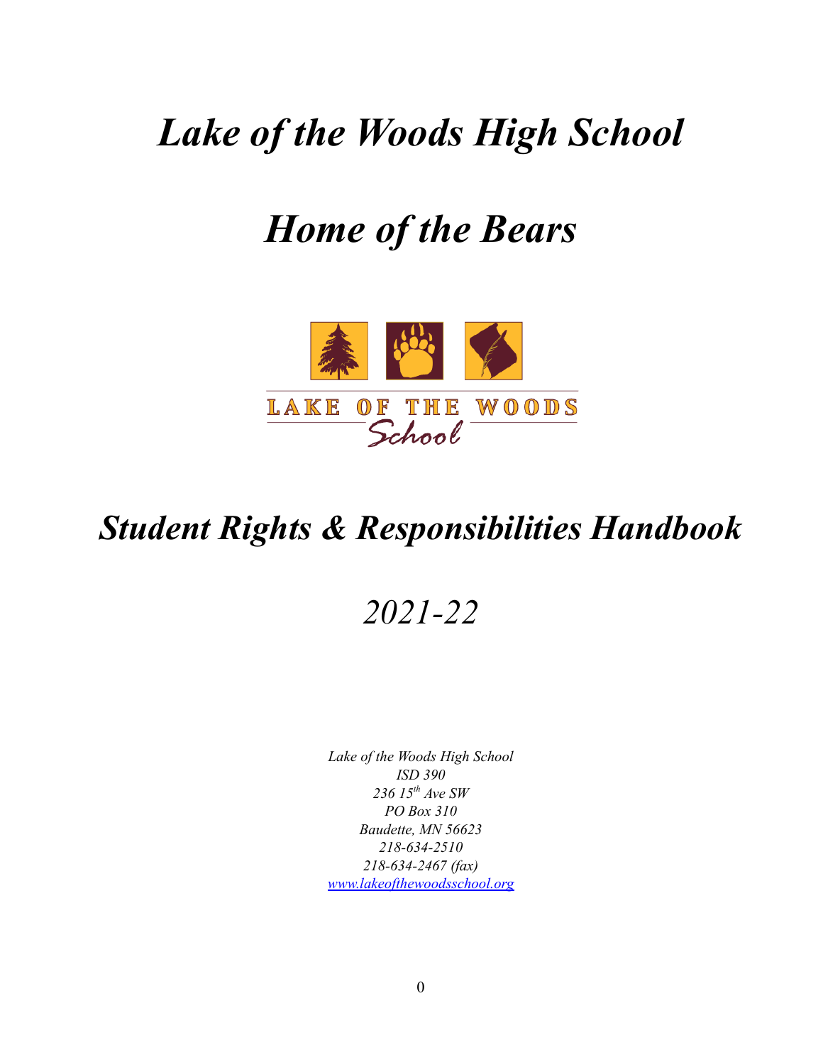# *Lake of the Woods High School*

# *Home of the Bears*

LAKE OF THE WOODS
School

# *Student Rights & Responsibilities Handbook*

## *2021-22*

*Lake of the Woods High School*
*ISD 390*
*236 15th Ave SW*
*PO Box 310*
*Baudette, MN 56623*
*218-634-2510*
*218-634-2467 (fax)*
*www.lakeofthewoodsschool.org*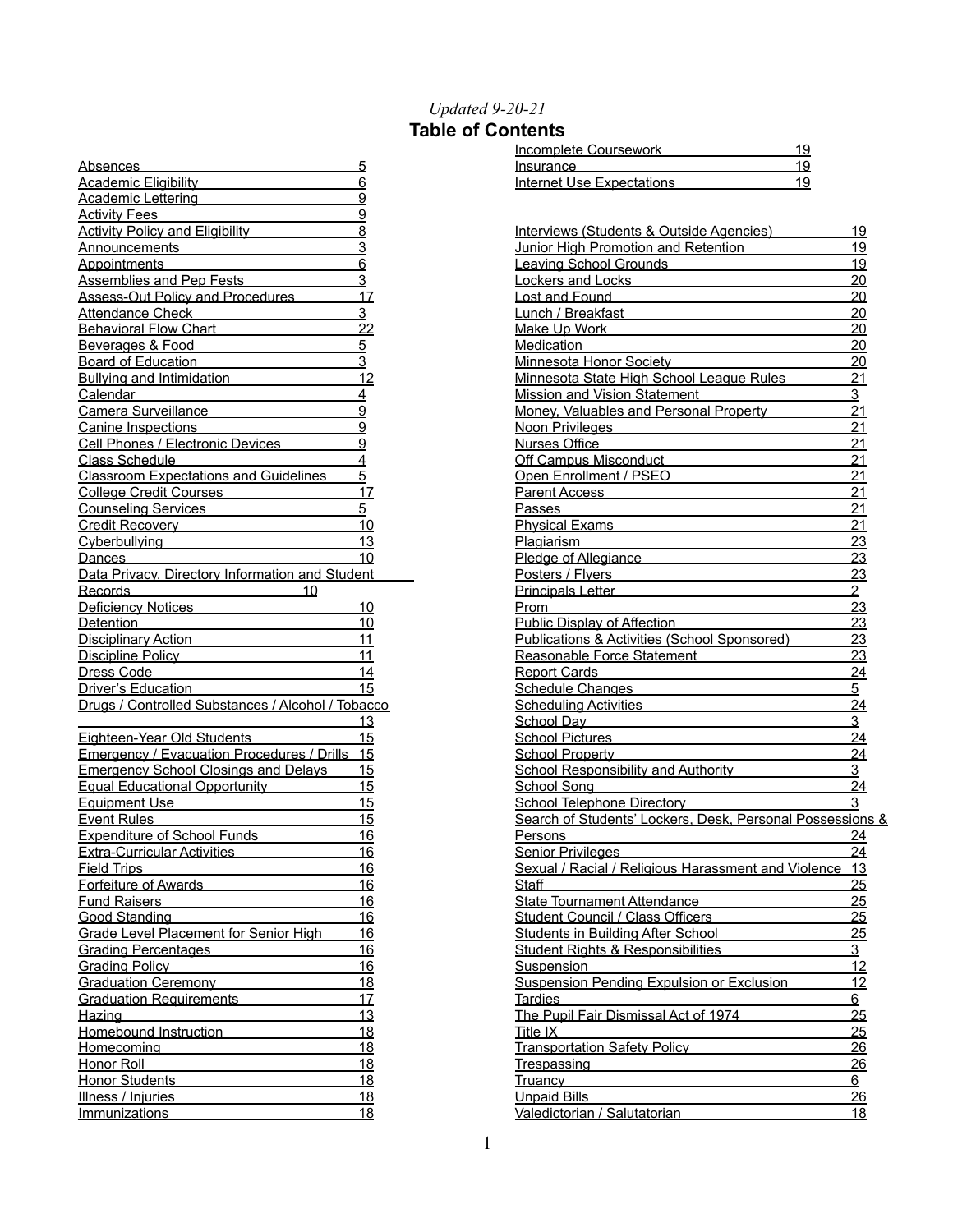*Updated 9-20-21*

# Table of Contents

| Topic | Page |
|---|---|
| Absences | 5 |
| Academic Eligibility | 6 |
| Academic Lettering | 9 |
| Activity Fees | 9 |
| Activity Policy and Eligibility | 8 |
| Announcements | 3 |
| Appointments | 6 |
| Assemblies and Pep Fests | 3 |
| Assess-Out Policy and Procedures | 17 |
| Attendance Check | 3 |
| Behavioral Flow Chart | 22 |
| Beverages & Food | 5 |
| Board of Education | 3 |
| Bullying and Intimidation | 12 |
| Calendar | 4 |
| Camera Surveillance | 9 |
| Canine Inspections | 9 |
| Cell Phones / Electronic Devices | 9 |
| Class Schedule | 4 |
| Classroom Expectations and Guidelines | 5 |
| College Credit Courses | 17 |
| Counseling Services | 5 |
| Credit Recovery | 10 |
| Cyberbullying | 13 |
| Dances | 10 |
| Data Privacy, Directory Information and Student Records | 10 |
| Deficiency Notices | 10 |
| Detention | 10 |
| Disciplinary Action | 11 |
| Discipline Policy | 11 |
| Dress Code | 14 |
| Driver's Education | 15 |
| Drugs / Controlled Substances / Alcohol / Tobacco | 13 |
| Eighteen-Year Old Students | 15 |
| Emergency / Evacuation Procedures / Drills | 15 |
| Emergency School Closings and Delays | 15 |
| Equal Educational Opportunity | 15 |
| Equipment Use | 15 |
| Event Rules | 15 |
| Expenditure of School Funds | 16 |
| Extra-Curricular Activities | 16 |
| Field Trips | 16 |
| Forfeiture of Awards | 16 |
| Fund Raisers | 16 |
| Good Standing | 16 |
| Grade Level Placement for Senior High | 16 |
| Grading Percentages | 16 |
| Grading Policy | 16 |
| Graduation Ceremony | 18 |
| Graduation Requirements | 17 |
| Hazing | 13 |
| Homebound Instruction | 18 |
| Homecoming | 18 |
| Honor Roll | 18 |
| Honor Students | 18 |
| Illness / Injuries | 18 |
| Immunizations | 18 |
| Incomplete Coursework | 19 |
| Insurance | 19 |
| Internet Use Expectations | 19 |
| Interviews (Students & Outside Agencies) | 19 |
| Junior High Promotion and Retention | 19 |
| Leaving School Grounds | 19 |
| Lockers and Locks | 20 |
| Lost and Found | 20 |
| Lunch / Breakfast | 20 |
| Make Up Work | 20 |
| Medication | 20 |
| Minnesota Honor Society | 20 |
| Minnesota State High School League Rules | 21 |
| Mission and Vision Statement | 3 |
| Money, Valuables and Personal Property | 21 |
| Noon Privileges | 21 |
| Nurses Office | 21 |
| Off Campus Misconduct | 21 |
| Open Enrollment / PSEO | 21 |
| Parent Access | 21 |
| Passes | 21 |
| Physical Exams | 21 |
| Plagiarism | 23 |
| Pledge of Allegiance | 23 |
| Posters / Flyers | 23 |
| Principals Letter | 2 |
| Prom | 23 |
| Public Display of Affection | 23 |
| Publications & Activities (School Sponsored) | 23 |
| Reasonable Force Statement | 23 |
| Report Cards | 24 |
| Schedule Changes | 5 |
| Scheduling Activities | 24 |
| School Day | 3 |
| School Pictures | 24 |
| School Property | 24 |
| School Responsibility and Authority | 3 |
| School Song | 24 |
| School Telephone Directory | 3 |
| Search of Students' Lockers, Desk, Personal Possessions & Persons | 24 |
| Senior Privileges | 24 |
| Sexual / Racial / Religious Harassment and Violence | 13 |
| Staff | 25 |
| State Tournament Attendance | 25 |
| Student Council / Class Officers | 25 |
| Students in Building After School | 25 |
| Student Rights & Responsibilities | 3 |
| Suspension | 12 |
| Suspension Pending Expulsion or Exclusion | 12 |
| Tardies | 6 |
| The Pupil Fair Dismissal Act of 1974 | 25 |
| Title IX | 25 |
| Transportation Safety Policy | 26 |
| Trespassing | 26 |
| Truancy | 6 |
| Unpaid Bills | 26 |
| Valedictorian / Salutatorian | 18 |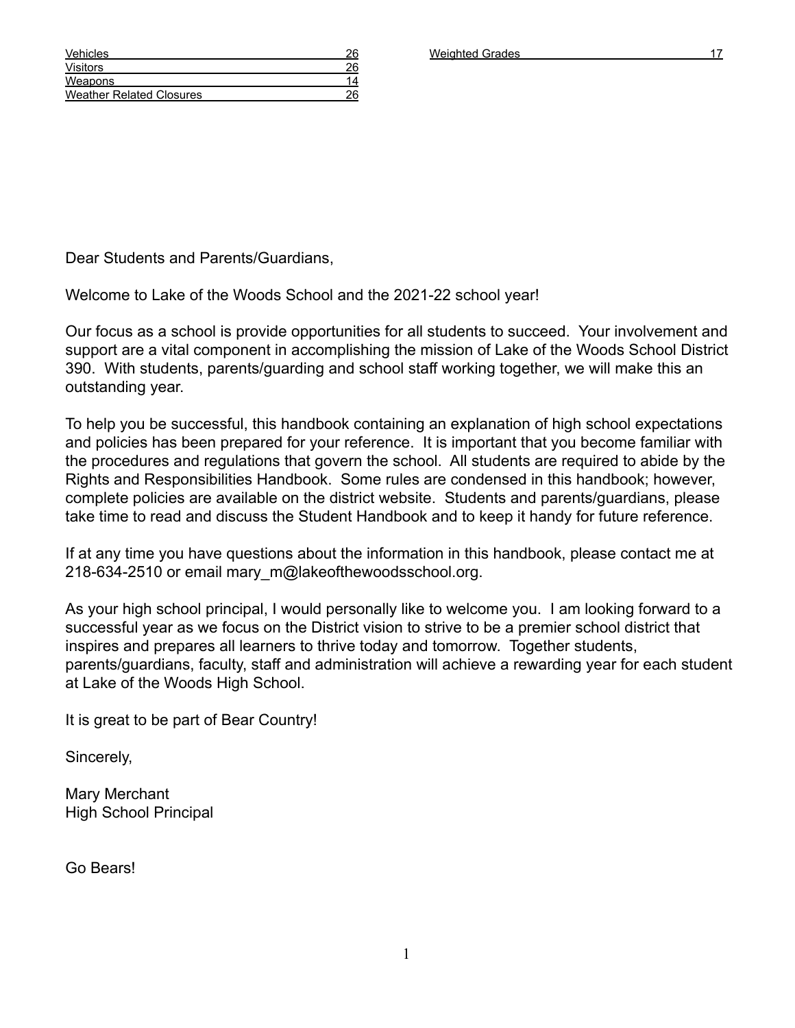| | |
|---|---|
| Vehicles | 26 |
| Visitors | 26 |
| Weapons | 14 |
| Weather Related Closures | 26 |
| Weighted Grades | 17 |

Dear Students and Parents/Guardians,

Welcome to Lake of the Woods School and the 2021-22 school year!

Our focus as a school is provide opportunities for all students to succeed. Your involvement and support are a vital component in accomplishing the mission of Lake of the Woods School District 390. With students, parents/guarding and school staff working together, we will make this an outstanding year.

To help you be successful, this handbook containing an explanation of high school expectations and policies has been prepared for your reference. It is important that you become familiar with the procedures and regulations that govern the school. All students are required to abide by the Rights and Responsibilities Handbook. Some rules are condensed in this handbook; however, complete policies are available on the district website. Students and parents/guardians, please take time to read and discuss the Student Handbook and to keep it handy for future reference.

If at any time you have questions about the information in this handbook, please contact me at 218-634-2510 or email mary_m@lakeofthewoodsschool.org.

As your high school principal, I would personally like to welcome you. I am looking forward to a successful year as we focus on the District vision to strive to be a premier school district that inspires and prepares all learners to thrive today and tomorrow. Together students, parents/guardians, faculty, staff and administration will achieve a rewarding year for each student at Lake of the Woods High School.

It is great to be part of Bear Country!

Sincerely,

Mary Merchant
High School Principal

Go Bears!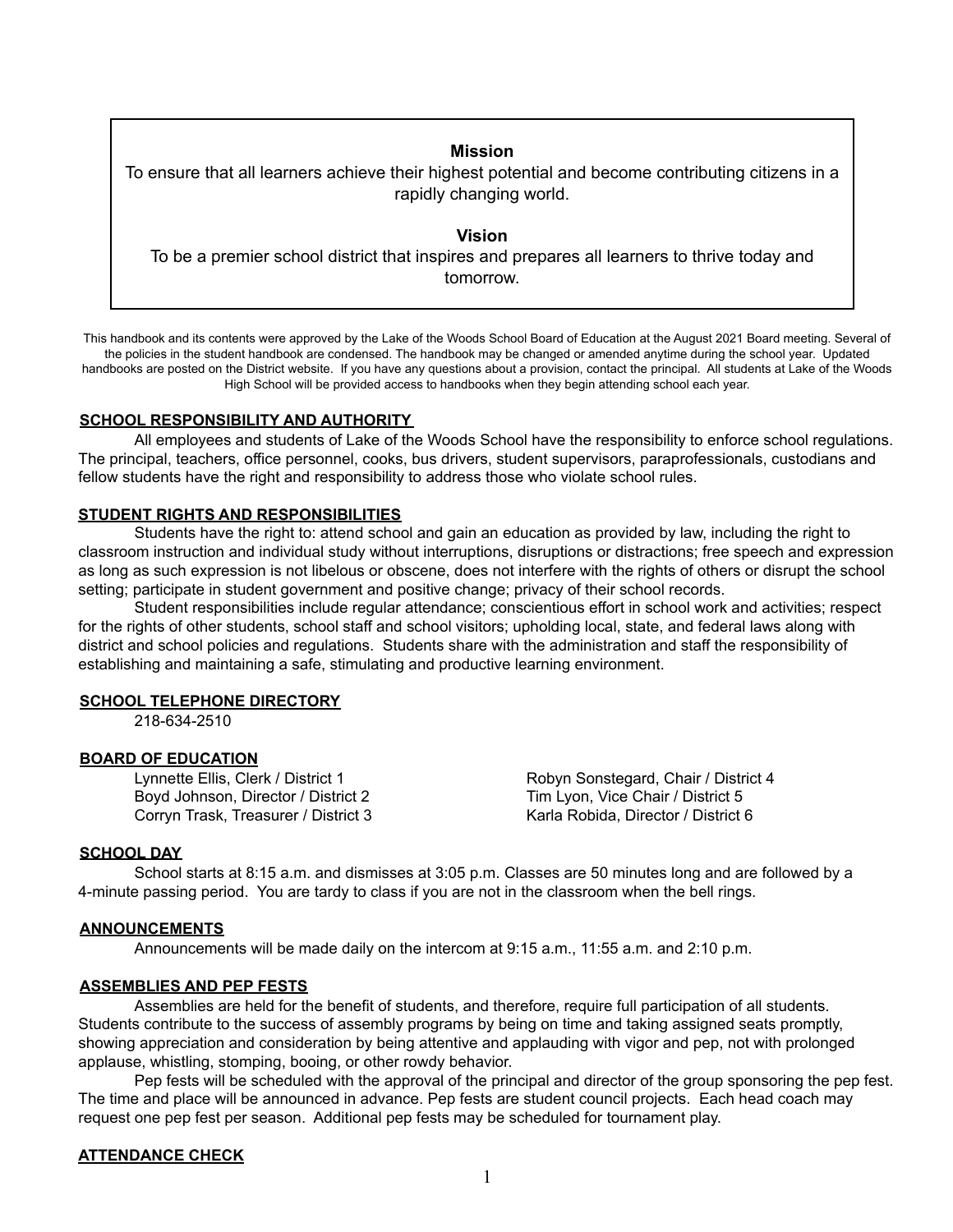**Mission**

To ensure that all learners achieve their highest potential and become contributing citizens in a rapidly changing world.

**Vision**

To be a premier school district that inspires and prepares all learners to thrive today and tomorrow.

This handbook and its contents were approved by the Lake of the Woods School Board of Education at the August 2021 Board meeting. Several of the policies in the student handbook are condensed. The handbook may be changed or amended anytime during the school year. Updated handbooks are posted on the District website. If you have any questions about a provision, contact the principal. All students at Lake of the Woods High School will be provided access to handbooks when they begin attending school each year.

## SCHOOL RESPONSIBILITY AND AUTHORITY

All employees and students of Lake of the Woods School have the responsibility to enforce school regulations. The principal, teachers, office personnel, cooks, bus drivers, student supervisors, paraprofessionals, custodians and fellow students have the right and responsibility to address those who violate school rules.

## STUDENT RIGHTS AND RESPONSIBILITIES

Students have the right to: attend school and gain an education as provided by law, including the right to classroom instruction and individual study without interruptions, disruptions or distractions; free speech and expression as long as such expression is not libelous or obscene, does not interfere with the rights of others or disrupt the school setting; participate in student government and positive change; privacy of their school records.

Student responsibilities include regular attendance; conscientious effort in school work and activities; respect for the rights of other students, school staff and school visitors; upholding local, state, and federal laws along with district and school policies and regulations. Students share with the administration and staff the responsibility of establishing and maintaining a safe, stimulating and productive learning environment.

## SCHOOL TELEPHONE DIRECTORY

218-634-2510

## BOARD OF EDUCATION

Lynnette Ellis, Clerk / District 1
Boyd Johnson, Director / District 2
Corryn Trask, Treasurer / District 3
Robyn Sonstegard, Chair / District 4
Tim Lyon, Vice Chair / District 5
Karla Robida, Director / District 6

## SCHOOL DAY

School starts at 8:15 a.m. and dismisses at 3:05 p.m. Classes are 50 minutes long and are followed by a 4-minute passing period. You are tardy to class if you are not in the classroom when the bell rings.

## ANNOUNCEMENTS

Announcements will be made daily on the intercom at 9:15 a.m., 11:55 a.m. and 2:10 p.m.

## ASSEMBLIES AND PEP FESTS

Assemblies are held for the benefit of students, and therefore, require full participation of all students. Students contribute to the success of assembly programs by being on time and taking assigned seats promptly, showing appreciation and consideration by being attentive and applauding with vigor and pep, not with prolonged applause, whistling, stomping, booing, or other rowdy behavior.

Pep fests will be scheduled with the approval of the principal and director of the group sponsoring the pep fest. The time and place will be announced in advance. Pep fests are student council projects. Each head coach may request one pep fest per season. Additional pep fests may be scheduled for tournament play.

## ATTENDANCE CHECK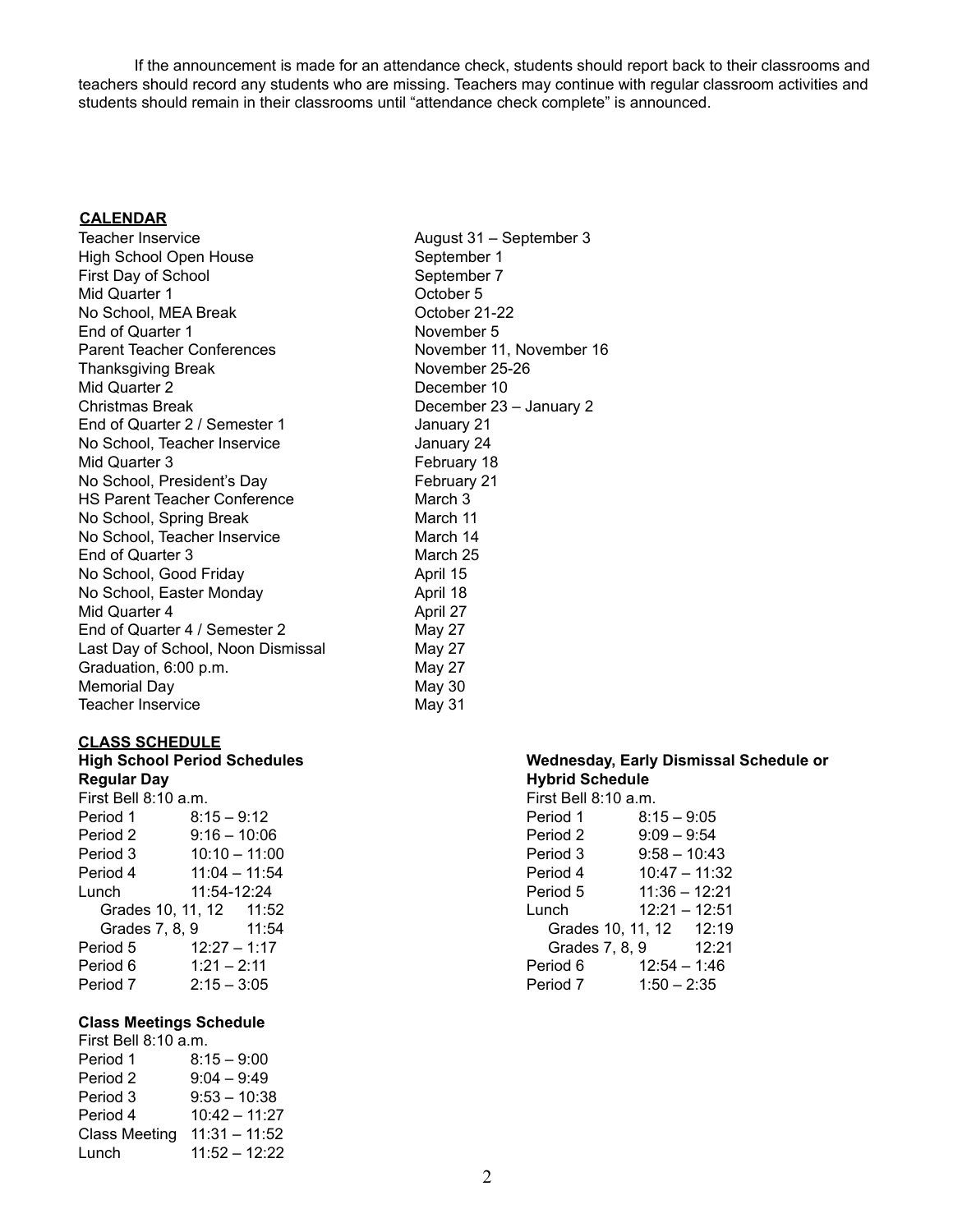If the announcement is made for an attendance check, students should report back to their classrooms and teachers should record any students who are missing. Teachers may continue with regular classroom activities and students should remain in their classrooms until "attendance check complete" is announced.

## CALENDAR

| | |
|---|---|
| Teacher Inservice | August 31 – September 3 |
| High School Open House | September 1 |
| First Day of School | September 7 |
| Mid Quarter 1 | October 5 |
| No School, MEA Break | October 21-22 |
| End of Quarter 1 | November 5 |
| Parent Teacher Conferences | November 11, November 16 |
| Thanksgiving Break | November 25-26 |
| Mid Quarter 2 | December 10 |
| Christmas Break | December 23 – January 2 |
| End of Quarter 2 / Semester 1 | January 21 |
| No School, Teacher Inservice | January 24 |
| Mid Quarter 3 | February 18 |
| No School, President's Day | February 21 |
| HS Parent Teacher Conference | March 3 |
| No School, Spring Break | March 11 |
| No School, Teacher Inservice | March 14 |
| End of Quarter 3 | March 25 |
| No School, Good Friday | April 15 |
| No School, Easter Monday | April 18 |
| Mid Quarter 4 | April 27 |
| End of Quarter 4 / Semester 2 | May 27 |
| Last Day of School, Noon Dismissal | May 27 |
| Graduation, 6:00 p.m. | May 27 |
| Memorial Day | May 30 |
| Teacher Inservice | May 31 |

## CLASS SCHEDULE

### High School Period Schedules
### Regular Day

First Bell 8:10 a.m.

| | |
|---|---|
| Period 1 | 8:15 – 9:12 |
| Period 2 | 9:16 – 10:06 |
| Period 3 | 10:10 – 11:00 |
| Period 4 | 11:04 – 11:54 |
| Lunch | 11:54-12:24 |
| Grades 10, 11, 12 | 11:52 |
| Grades 7, 8, 9 | 11:54 |
| Period 5 | 12:27 – 1:17 |
| Period 6 | 1:21 – 2:11 |
| Period 7 | 2:15 – 3:05 |

### Class Meetings Schedule

First Bell 8:10 a.m.

| | |
|---|---|
| Period 1 | 8:15 – 9:00 |
| Period 2 | 9:04 – 9:49 |
| Period 3 | 9:53 – 10:38 |
| Period 4 | 10:42 – 11:27 |
| Class Meeting | 11:31 – 11:52 |
| Lunch | 11:52 – 12:22 |

### Wednesday, Early Dismissal Schedule or Hybrid Schedule

First Bell 8:10 a.m.

| | |
|---|---|
| Period 1 | 8:15 – 9:05 |
| Period 2 | 9:09 – 9:54 |
| Period 3 | 9:58 – 10:43 |
| Period 4 | 10:47 – 11:32 |
| Period 5 | 11:36 – 12:21 |
| Lunch | 12:21 – 12:51 |
| Grades 10, 11, 12 | 12:19 |
| Grades 7, 8, 9 | 12:21 |
| Period 6 | 12:54 – 1:46 |
| Period 7 | 1:50 – 2:35 |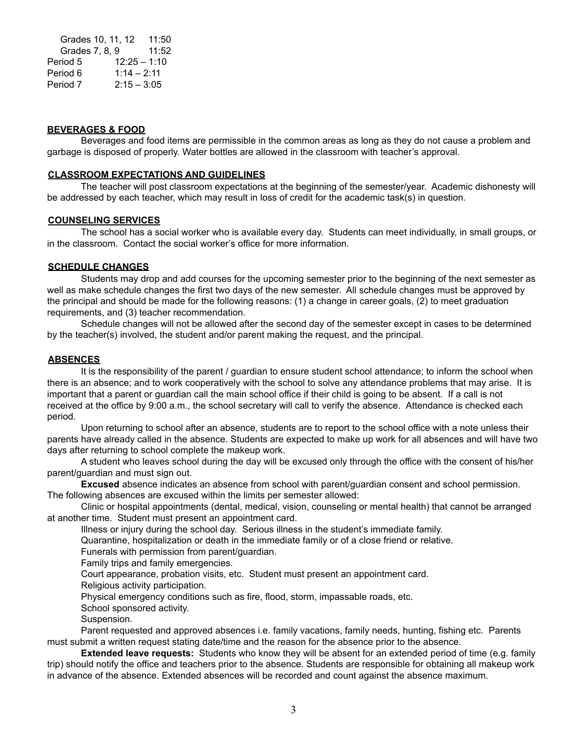Grades 10, 11, 12 11:50
Grades 7, 8, 9 11:52

| | |
|---|---|
| Period 5 | 12:25 – 1:10 |
| Period 6 | 1:14 – 2:11 |
| Period 7 | 2:15 – 3:05 |

## BEVERAGES & FOOD

Beverages and food items are permissible in the common areas as long as they do not cause a problem and garbage is disposed of properly. Water bottles are allowed in the classroom with teacher's approval.

## CLASSROOM EXPECTATIONS AND GUIDELINES

The teacher will post classroom expectations at the beginning of the semester/year. Academic dishonesty will be addressed by each teacher, which may result in loss of credit for the academic task(s) in question.

## COUNSELING SERVICES

The school has a social worker who is available every day. Students can meet individually, in small groups, or in the classroom. Contact the social worker's office for more information.

## SCHEDULE CHANGES

Students may drop and add courses for the upcoming semester prior to the beginning of the next semester as well as make schedule changes the first two days of the new semester. All schedule changes must be approved by the principal and should be made for the following reasons: (1) a change in career goals, (2) to meet graduation requirements, and (3) teacher recommendation.

Schedule changes will not be allowed after the second day of the semester except in cases to be determined by the teacher(s) involved, the student and/or parent making the request, and the principal.

## ABSENCES

It is the responsibility of the parent / guardian to ensure student school attendance; to inform the school when there is an absence; and to work cooperatively with the school to solve any attendance problems that may arise. It is important that a parent or guardian call the main school office if their child is going to be absent. If a call is not received at the office by 9:00 a.m., the school secretary will call to verify the absence. Attendance is checked each period.

Upon returning to school after an absence, students are to report to the school office with a note unless their parents have already called in the absence. Students are expected to make up work for all absences and will have two days after returning to school complete the makeup work.

A student who leaves school during the day will be excused only through the office with the consent of his/her parent/guardian and must sign out.

**Excused** absence indicates an absence from school with parent/guardian consent and school permission. The following absences are excused within the limits per semester allowed:

Clinic or hospital appointments (dental, medical, vision, counseling or mental health) that cannot be arranged at another time. Student must present an appointment card.

Illness or injury during the school day. Serious illness in the student's immediate family.

Quarantine, hospitalization or death in the immediate family or of a close friend or relative.

Funerals with permission from parent/guardian.

Family trips and family emergencies.

Court appearance, probation visits, etc. Student must present an appointment card.

Religious activity participation.

Physical emergency conditions such as fire, flood, storm, impassable roads, etc.

School sponsored activity.

Suspension.

Parent requested and approved absences i.e. family vacations, family needs, hunting, fishing etc. Parents must submit a written request stating date/time and the reason for the absence prior to the absence.

**Extended leave requests:** Students who know they will be absent for an extended period of time (e.g. family trip) should notify the office and teachers prior to the absence. Students are responsible for obtaining all makeup work in advance of the absence. Extended absences will be recorded and count against the absence maximum.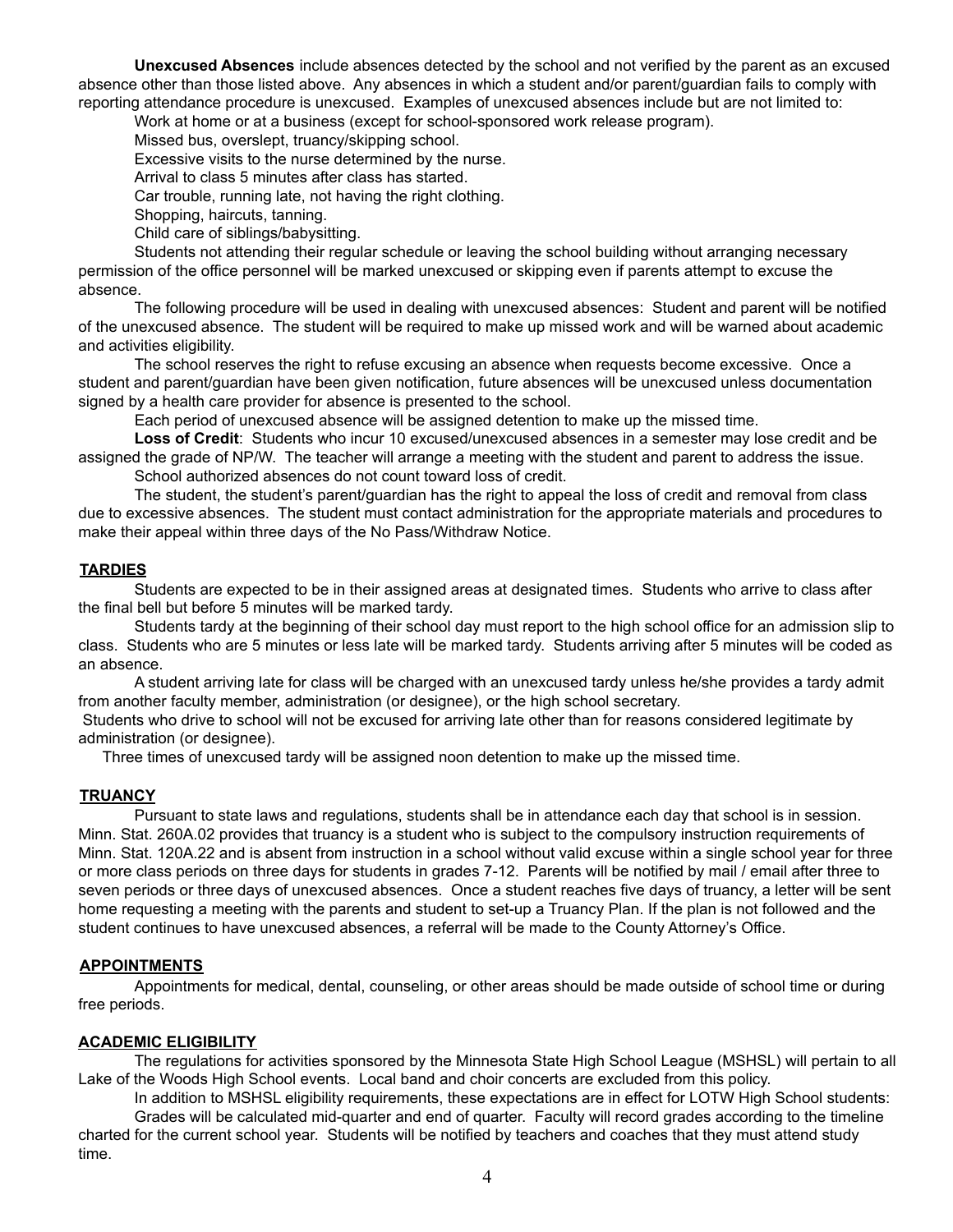**Unexcused Absences** include absences detected by the school and not verified by the parent as an excused absence other than those listed above. Any absences in which a student and/or parent/guardian fails to comply with reporting attendance procedure is unexcused. Examples of unexcused absences include but are not limited to:

Work at home or at a business (except for school-sponsored work release program).

Missed bus, overslept, truancy/skipping school.

Excessive visits to the nurse determined by the nurse.

Arrival to class 5 minutes after class has started.

Car trouble, running late, not having the right clothing.

Shopping, haircuts, tanning.

Child care of siblings/babysitting.

Students not attending their regular schedule or leaving the school building without arranging necessary permission of the office personnel will be marked unexcused or skipping even if parents attempt to excuse the absence.

The following procedure will be used in dealing with unexcused absences: Student and parent will be notified of the unexcused absence. The student will be required to make up missed work and will be warned about academic and activities eligibility.

The school reserves the right to refuse excusing an absence when requests become excessive. Once a student and parent/guardian have been given notification, future absences will be unexcused unless documentation signed by a health care provider for absence is presented to the school.

Each period of unexcused absence will be assigned detention to make up the missed time.

**Loss of Credit**: Students who incur 10 excused/unexcused absences in a semester may lose credit and be assigned the grade of NP/W. The teacher will arrange a meeting with the student and parent to address the issue.

School authorized absences do not count toward loss of credit.

The student, the student's parent/guardian has the right to appeal the loss of credit and removal from class due to excessive absences. The student must contact administration for the appropriate materials and procedures to make their appeal within three days of the No Pass/Withdraw Notice.

## TARDIES

Students are expected to be in their assigned areas at designated times. Students who arrive to class after the final bell but before 5 minutes will be marked tardy.

Students tardy at the beginning of their school day must report to the high school office for an admission slip to class. Students who are 5 minutes or less late will be marked tardy. Students arriving after 5 minutes will be coded as an absence.

A student arriving late for class will be charged with an unexcused tardy unless he/she provides a tardy admit from another faculty member, administration (or designee), or the high school secretary.

Students who drive to school will not be excused for arriving late other than for reasons considered legitimate by administration (or designee).

Three times of unexcused tardy will be assigned noon detention to make up the missed time.

## TRUANCY

Pursuant to state laws and regulations, students shall be in attendance each day that school is in session. Minn. Stat. 260A.02 provides that truancy is a student who is subject to the compulsory instruction requirements of Minn. Stat. 120A.22 and is absent from instruction in a school without valid excuse within a single school year for three or more class periods on three days for students in grades 7-12. Parents will be notified by mail / email after three to seven periods or three days of unexcused absences. Once a student reaches five days of truancy, a letter will be sent home requesting a meeting with the parents and student to set-up a Truancy Plan. If the plan is not followed and the student continues to have unexcused absences, a referral will be made to the County Attorney's Office.

## APPOINTMENTS

Appointments for medical, dental, counseling, or other areas should be made outside of school time or during free periods.

## ACADEMIC ELIGIBILITY

The regulations for activities sponsored by the Minnesota State High School League (MSHSL) will pertain to all Lake of the Woods High School events. Local band and choir concerts are excluded from this policy.

In addition to MSHSL eligibility requirements, these expectations are in effect for LOTW High School students:

Grades will be calculated mid-quarter and end of quarter. Faculty will record grades according to the timeline charted for the current school year. Students will be notified by teachers and coaches that they must attend study time.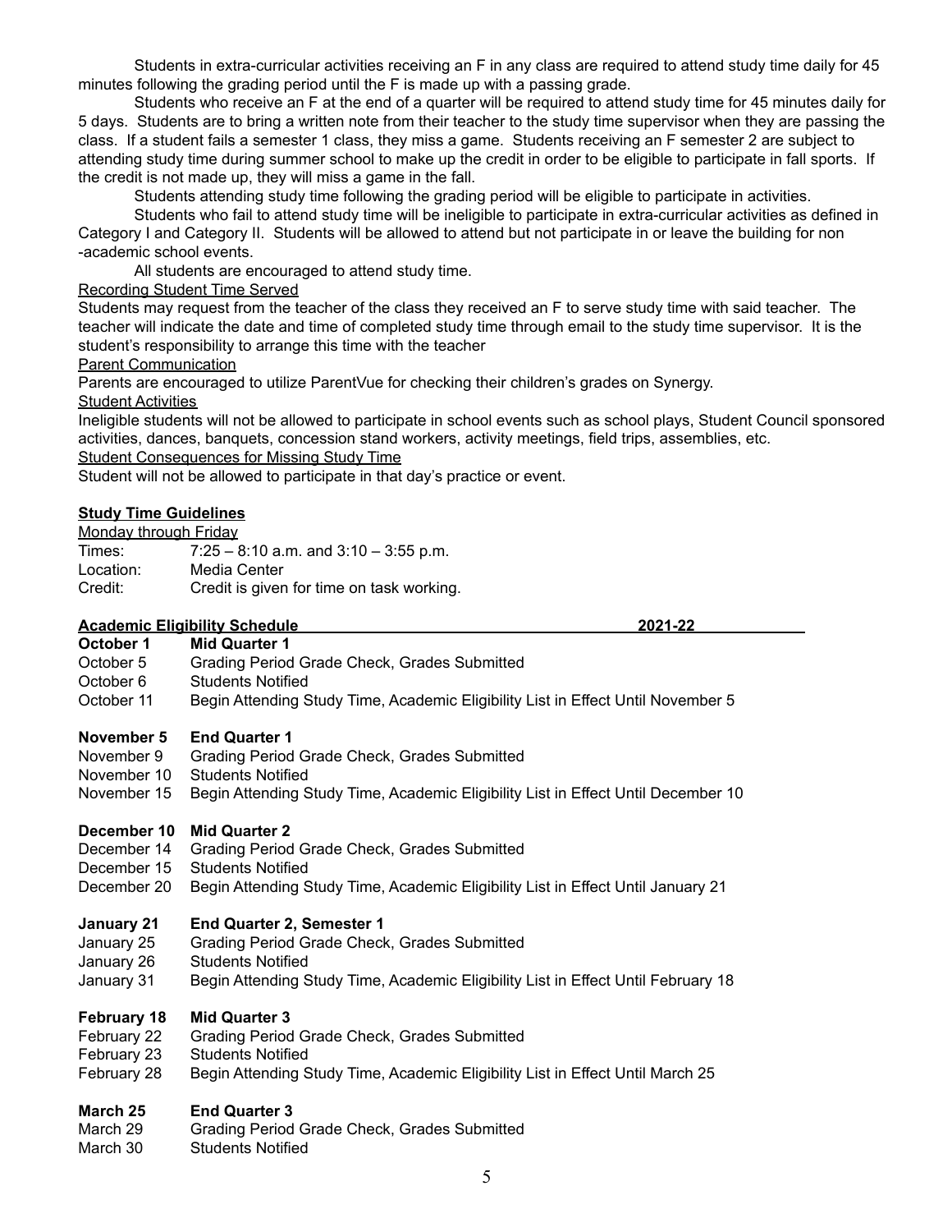Students in extra-curricular activities receiving an F in any class are required to attend study time daily for 45 minutes following the grading period until the F is made up with a passing grade.

Students who receive an F at the end of a quarter will be required to attend study time for 45 minutes daily for 5 days. Students are to bring a written note from their teacher to the study time supervisor when they are passing the class. If a student fails a semester 1 class, they miss a game. Students receiving an F semester 2 are subject to attending study time during summer school to make up the credit in order to be eligible to participate in fall sports. If the credit is not made up, they will miss a game in the fall.

Students attending study time following the grading period will be eligible to participate in activities.

Students who fail to attend study time will be ineligible to participate in extra-curricular activities as defined in Category I and Category II. Students will be allowed to attend but not participate in or leave the building for non -academic school events.

All students are encouraged to attend study time.

<u>Recording Student Time Served</u>

Students may request from the teacher of the class they received an F to serve study time with said teacher. The teacher will indicate the date and time of completed study time through email to the study time supervisor. It is the student's responsibility to arrange this time with the teacher

<u>Parent Communication</u>

Parents are encouraged to utilize ParentVue for checking their children's grades on Synergy.

<u>Student Activities</u>

Ineligible students will not be allowed to participate in school events such as school plays, Student Council sponsored activities, dances, banquets, concession stand workers, activity meetings, field trips, assemblies, etc.

<u>Student Consequences for Missing Study Time</u>

Student will not be allowed to participate in that day's practice or event.

**<u>Study Time Guidelines</u>**

<u>Monday through Friday</u>

| | |
|---|---|
| Times: | 7:25 – 8:10 a.m. and 3:10 – 3:55 p.m. |
| Location: | Media Center |
| Credit: | Credit is given for time on task working. |

**<u>Academic Eligibility Schedule 2021-22</u>**

| | |
|---|---|
| **October 1** | **Mid Quarter 1** |
| October 5 | Grading Period Grade Check, Grades Submitted |
| October 6 | Students Notified |
| October 11 | Begin Attending Study Time, Academic Eligibility List in Effect Until November 5 |
| | |
| **November 5** | **End Quarter 1** |
| November 9 | Grading Period Grade Check, Grades Submitted |
| November 10 | Students Notified |
| November 15 | Begin Attending Study Time, Academic Eligibility List in Effect Until December 10 |
| | |
| **December 10** | **Mid Quarter 2** |
| December 14 | Grading Period Grade Check, Grades Submitted |
| December 15 | Students Notified |
| December 20 | Begin Attending Study Time, Academic Eligibility List in Effect Until January 21 |
| | |
| **January 21** | **End Quarter 2, Semester 1** |
| January 25 | Grading Period Grade Check, Grades Submitted |
| January 26 | Students Notified |
| January 31 | Begin Attending Study Time, Academic Eligibility List in Effect Until February 18 |
| | |
| **February 18** | **Mid Quarter 3** |
| February 22 | Grading Period Grade Check, Grades Submitted |
| February 23 | Students Notified |
| February 28 | Begin Attending Study Time, Academic Eligibility List in Effect Until March 25 |
| | |
| **March 25** | **End Quarter 3** |
| March 29 | Grading Period Grade Check, Grades Submitted |
| March 30 | Students Notified |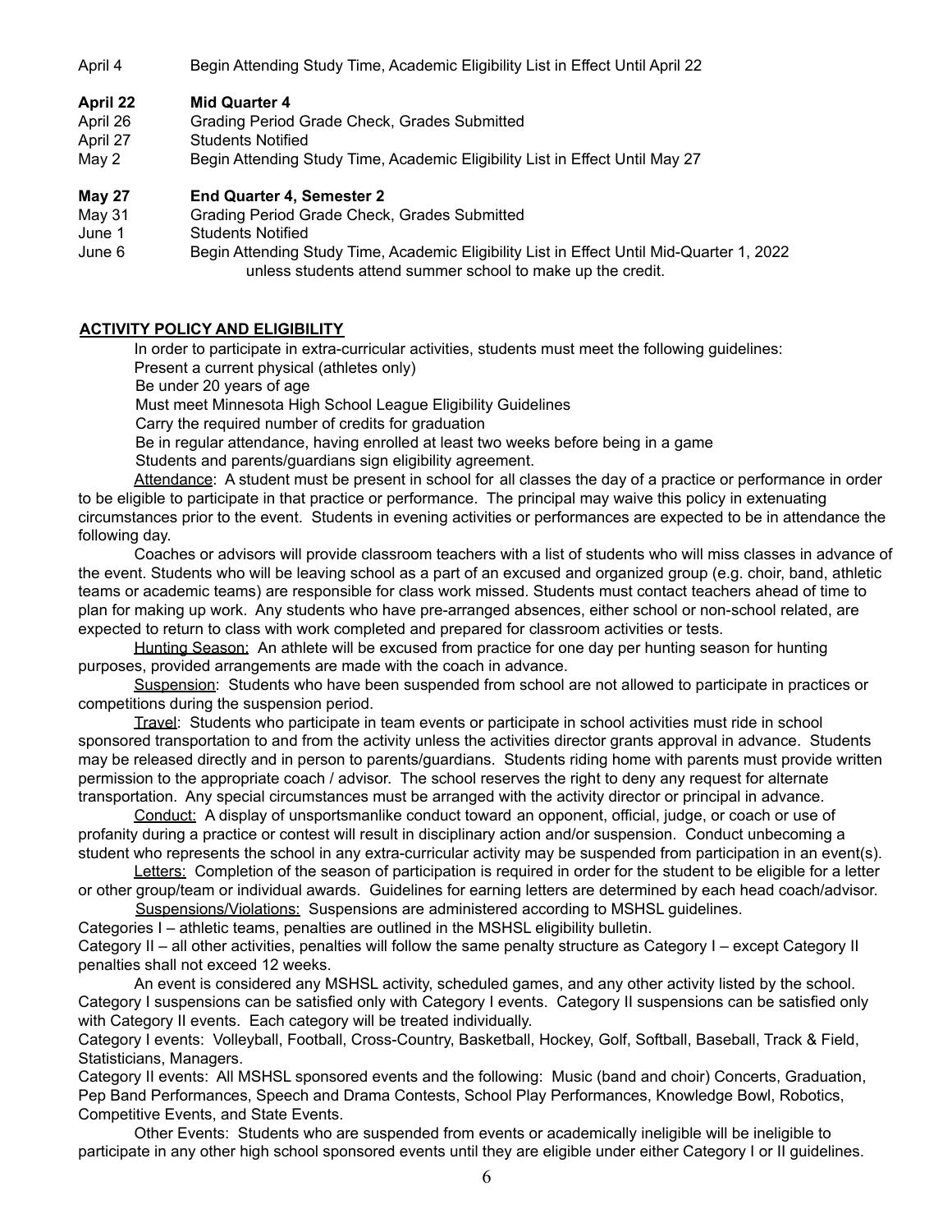April 4 Begin Attending Study Time, Academic Eligibility List in Effect Until April 22

**April 22 Mid Quarter 4**
April 26 Grading Period Grade Check, Grades Submitted
April 27 Students Notified
May 2 Begin Attending Study Time, Academic Eligibility List in Effect Until May 27

**May 27 End Quarter 4, Semester 2**
May 31 Grading Period Grade Check, Grades Submitted
June 1 Students Notified
June 6 Begin Attending Study Time, Academic Eligibility List in Effect Until Mid-Quarter 1, 2022 unless students attend summer school to make up the credit.

## ACTIVITY POLICY AND ELIGIBILITY

In order to participate in extra-curricular activities, students must meet the following guidelines:
Present a current physical (athletes only)
Be under 20 years of age
Must meet Minnesota High School League Eligibility Guidelines
Carry the required number of credits for graduation
Be in regular attendance, having enrolled at least two weeks before being in a game
Students and parents/guardians sign eligibility agreement.

Attendance: A student must be present in school for all classes the day of a practice or performance in order to be eligible to participate in that practice or performance. The principal may waive this policy in extenuating circumstances prior to the event. Students in evening activities or performances are expected to be in attendance the following day.

Coaches or advisors will provide classroom teachers with a list of students who will miss classes in advance of the event. Students who will be leaving school as a part of an excused and organized group (e.g. choir, band, athletic teams or academic teams) are responsible for class work missed. Students must contact teachers ahead of time to plan for making up work. Any students who have pre-arranged absences, either school or non-school related, are expected to return to class with work completed and prepared for classroom activities or tests.

Hunting Season: An athlete will be excused from practice for one day per hunting season for hunting purposes, provided arrangements are made with the coach in advance.

Suspension: Students who have been suspended from school are not allowed to participate in practices or competitions during the suspension period.

Travel: Students who participate in team events or participate in school activities must ride in school sponsored transportation to and from the activities unless the activities director grants approval in advance. Students may be released directly and in person to parents/guardians. Students riding home with parents must provide written permission to the appropriate coach / advisor. The school reserves the right to deny any request for alternate transportation. Any special circumstances must be arranged with the activity director or principal in advance.

Conduct: A display of unsportsmanlike conduct toward an opponent, official, judge, or coach or use of profanity during a practice or contest will result in disciplinary action and/or suspension. Conduct unbecoming a student who represents the school in any extra-curricular activity may be suspended from participation in an event(s).

Letters: Completion of the season of participation is required in order for the student to be eligible for a letter or other group/team or individual awards. Guidelines for earning letters are determined by each head coach/advisor.

Suspensions/Violations: Suspensions are administered according to MSHSL guidelines.

Categories I – athletic teams, penalties are outlined in the MSHSL eligibility bulletin.
Category II – all other activities, penalties will follow the same penalty structure as Category I – except Category II penalties shall not exceed 12 weeks.

An event is considered any MSHSL activity, scheduled games, and any other activity listed by the school. Category I suspensions can be satisfied only with Category I events. Category II suspensions can be satisfied only with Category II events. Each category will be treated individually.

Category I events: Volleyball, Football, Cross-Country, Basketball, Hockey, Golf, Softball, Baseball, Track & Field, Statisticians, Managers.

Category II events: All MSHSL sponsored events and the following: Music (band and choir) Concerts, Graduation, Pep Band Performances, Speech and Drama Contests, School Play Performances, Knowledge Bowl, Robotics, Competitive Events, and State Events.

Other Events: Students who are suspended from events or academically ineligible will be ineligible to participate in any other high school sponsored events until they are eligible under either Category I or II guidelines.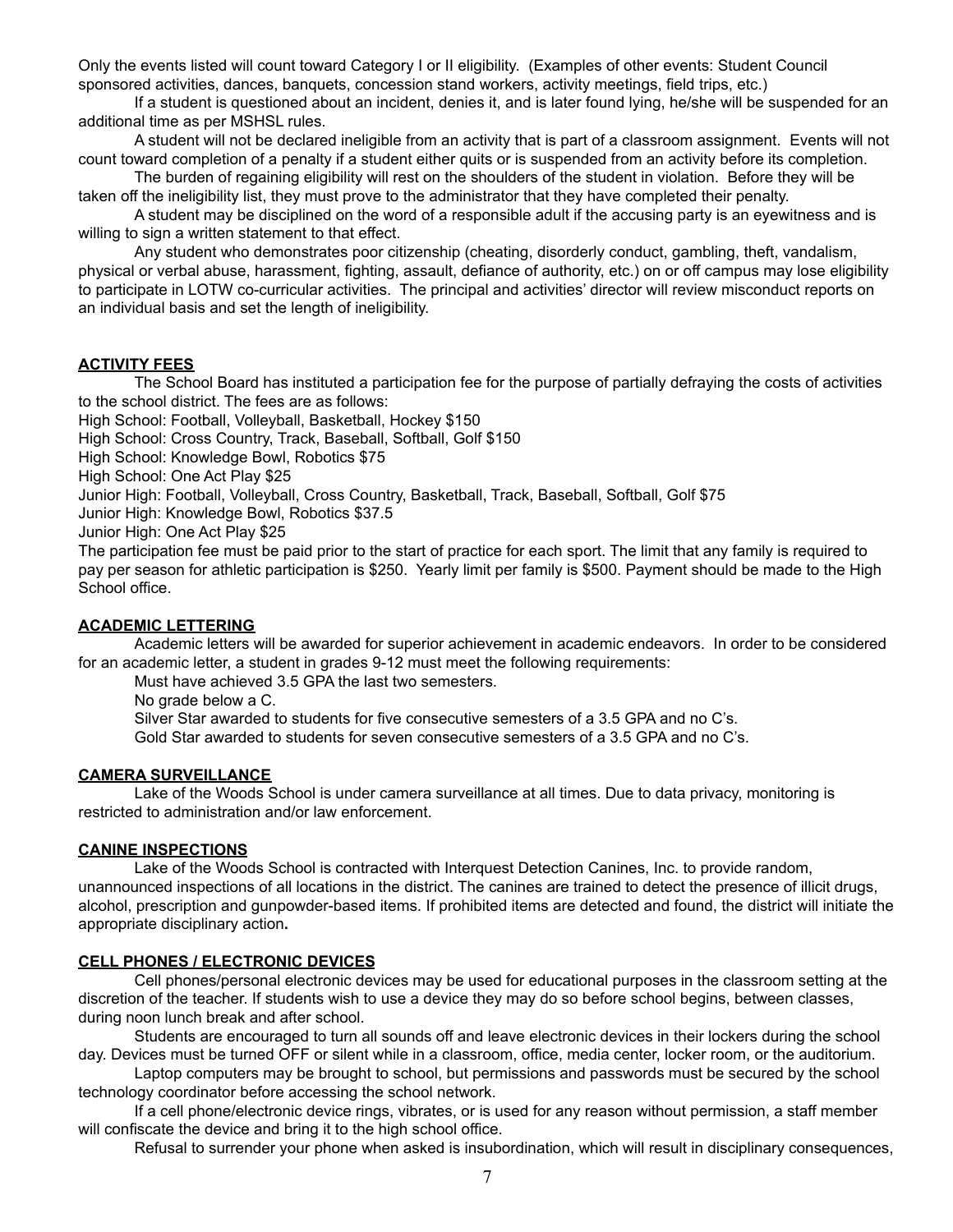Only the events listed will count toward Category I or II eligibility. (Examples of other events: Student Council sponsored activities, dances, banquets, concession stand workers, activity meetings, field trips, etc.)

If a student is questioned about an incident, denies it, and is later found lying, he/she will be suspended for an additional time as per MSHSL rules.

A student will not be declared ineligible from an activity that is part of a classroom assignment. Events will not count toward completion of a penalty if a student either quits or is suspended from an activity before its completion.

The burden of regaining eligibility will rest on the shoulders of the student in violation. Before they will be taken off the ineligibility list, they must prove to the administrator that they have completed their penalty.

A student may be disciplined on the word of a responsible adult if the accusing party is an eyewitness and is willing to sign a written statement to that effect.

Any student who demonstrates poor citizenship (cheating, disorderly conduct, gambling, theft, vandalism, physical or verbal abuse, harassment, fighting, assault, defiance of authority, etc.) on or off campus may lose eligibility to participate in LOTW co-curricular activities. The principal and activities' director will review misconduct reports on an individual basis and set the length of ineligibility.

## ACTIVITY FEES

The School Board has instituted a participation fee for the purpose of partially defraying the costs of activities to the school district. The fees are as follows:

High School: Football, Volleyball, Basketball, Hockey $150
High School: Cross Country, Track, Baseball, Softball, Golf $150
High School: Knowledge Bowl, Robotics $75
High School: One Act Play $25
Junior High: Football, Volleyball, Cross Country, Basketball, Track, Baseball, Softball, Golf $75
Junior High: Knowledge Bowl, Robotics $37.5
Junior High: One Act Play $25

The participation fee must be paid prior to the start of practice for each sport. The limit that any family is required to pay per season for athletic participation is $250. Yearly limit per family is $500. Payment should be made to the High School office.

## ACADEMIC LETTERING

Academic letters will be awarded for superior achievement in academic endeavors. In order to be considered for an academic letter, a student in grades 9-12 must meet the following requirements:

Must have achieved 3.5 GPA the last two semesters.
No grade below a C.
Silver Star awarded to students for five consecutive semesters of a 3.5 GPA and no C's.
Gold Star awarded to students for seven consecutive semesters of a 3.5 GPA and no C's.

## CAMERA SURVEILLANCE

Lake of the Woods School is under camera surveillance at all times. Due to data privacy, monitoring is restricted to administration and/or law enforcement.

## CANINE INSPECTIONS

Lake of the Woods School is contracted with Interquest Detection Canines, Inc. to provide random, unannounced inspections of all locations in the district. The canines are trained to detect the presence of illicit drugs, alcohol, prescription and gunpowder-based items. If prohibited items are detected and found, the district will initiate the appropriate disciplinary action**.**

## CELL PHONES / ELECTRONIC DEVICES

Cell phones/personal electronic devices may be used for educational purposes in the classroom setting at the discretion of the teacher. If students wish to use a device they may do so before school begins, between classes, during noon lunch break and after school.

Students are encouraged to turn all sounds off and leave electronic devices in their lockers during the school day. Devices must be turned OFF or silent while in a classroom, office, media center, locker room, or the auditorium.

Laptop computers may be brought to school, but permissions and passwords must be secured by the school technology coordinator before accessing the school network.

If a cell phone/electronic device rings, vibrates, or is used for any reason without permission, a staff member will confiscate the device and bring it to the high school office.

Refusal to surrender your phone when asked is insubordination, which will result in disciplinary consequences,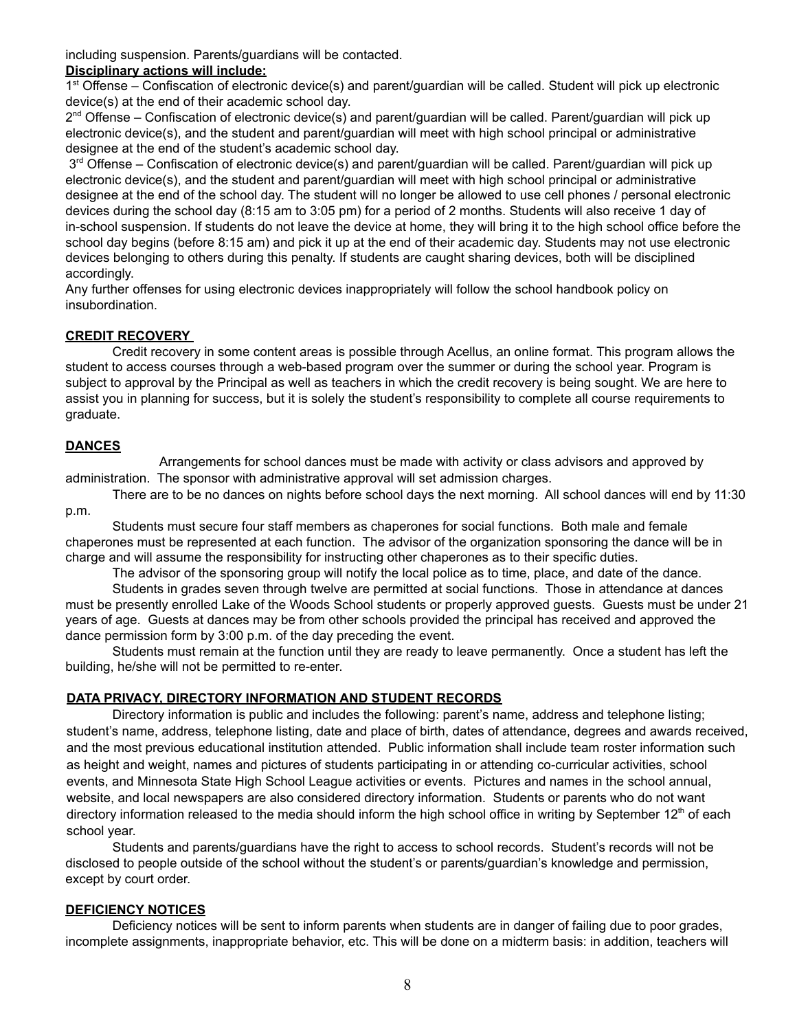including suspension. Parents/guardians will be contacted.

**Disciplinary actions will include:**

1st Offense – Confiscation of electronic device(s) and parent/guardian will be called. Student will pick up electronic device(s) at the end of their academic school day.

2nd Offense – Confiscation of electronic device(s) and parent/guardian will be called. Parent/guardian will pick up electronic device(s), and the student and parent/guardian will meet with high school principal or administrative designee at the end of the student's academic school day.

3rd Offense – Confiscation of electronic device(s) and parent/guardian will be called. Parent/guardian will pick up electronic device(s), and the student and parent/guardian will meet with high school principal or administrative designee at the end of the school day. The student will no longer be allowed to use cell phones / personal electronic devices during the school day (8:15 am to 3:05 pm) for a period of 2 months. Students will also receive 1 day of in-school suspension. If students do not leave the device at home, they will bring it to the high school office before the school day begins (before 8:15 am) and pick it up at the end of their academic day. Students may not use electronic devices belonging to others during this penalty. If students are caught sharing devices, both will be disciplined accordingly.

Any further offenses for using electronic devices inappropriately will follow the school handbook policy on insubordination.

## CREDIT RECOVERY

Credit recovery in some content areas is possible through Acellus, an online format. This program allows the student to access courses through a web-based program over the summer or during the school year. Program is subject to approval by the Principal as well as teachers in which the credit recovery is being sought. We are here to assist you in planning for success, but it is solely the student's responsibility to complete all course requirements to graduate.

## DANCES

Arrangements for school dances must be made with activity or class advisors and approved by administration. The sponsor with administrative approval will set admission charges.

There are to be no dances on nights before school days the next morning. All school dances will end by 11:30 p.m.

Students must secure four staff members as chaperones for social functions. Both male and female chaperones must be represented at each function. The advisor of the organization sponsoring the dance will be in charge and will assume the responsibility for instructing other chaperones as to their specific duties.

The advisor of the sponsoring group will notify the local police as to time, place, and date of the dance.

Students in grades seven through twelve are permitted at social functions. Those in attendance at dances must be presently enrolled Lake of the Woods School students or properly approved guests. Guests must be under 21 years of age. Guests at dances may be from other schools provided the principal has received and approved the dance permission form by 3:00 p.m. of the day preceding the event.

Students must remain at the function until they are ready to leave permanently. Once a student has left the building, he/she will not be permitted to re-enter.

## DATA PRIVACY, DIRECTORY INFORMATION AND STUDENT RECORDS

Directory information is public and includes the following: parent's name, address and telephone listing; student's name, address, telephone listing, date and place of birth, dates of attendance, degrees and awards received, and the most previous educational institution attended. Public information shall include team roster information such as height and weight, names and pictures of students participating in or attending co-curricular activities, school events, and Minnesota State High School League activities or events. Pictures and names in the school annual, website, and local newspapers are also considered directory information. Students or parents who do not want directory information released to the media should inform the high school office in writing by September 12th of each school year.

Students and parents/guardians have the right to access to school records. Student's records will not be disclosed to people outside of the school without the student's or parents/guardian's knowledge and permission, except by court order.

## DEFICIENCY NOTICES

Deficiency notices will be sent to inform parents when students are in danger of failing due to poor grades, incomplete assignments, inappropriate behavior, etc. This will be done on a midterm basis: in addition, teachers will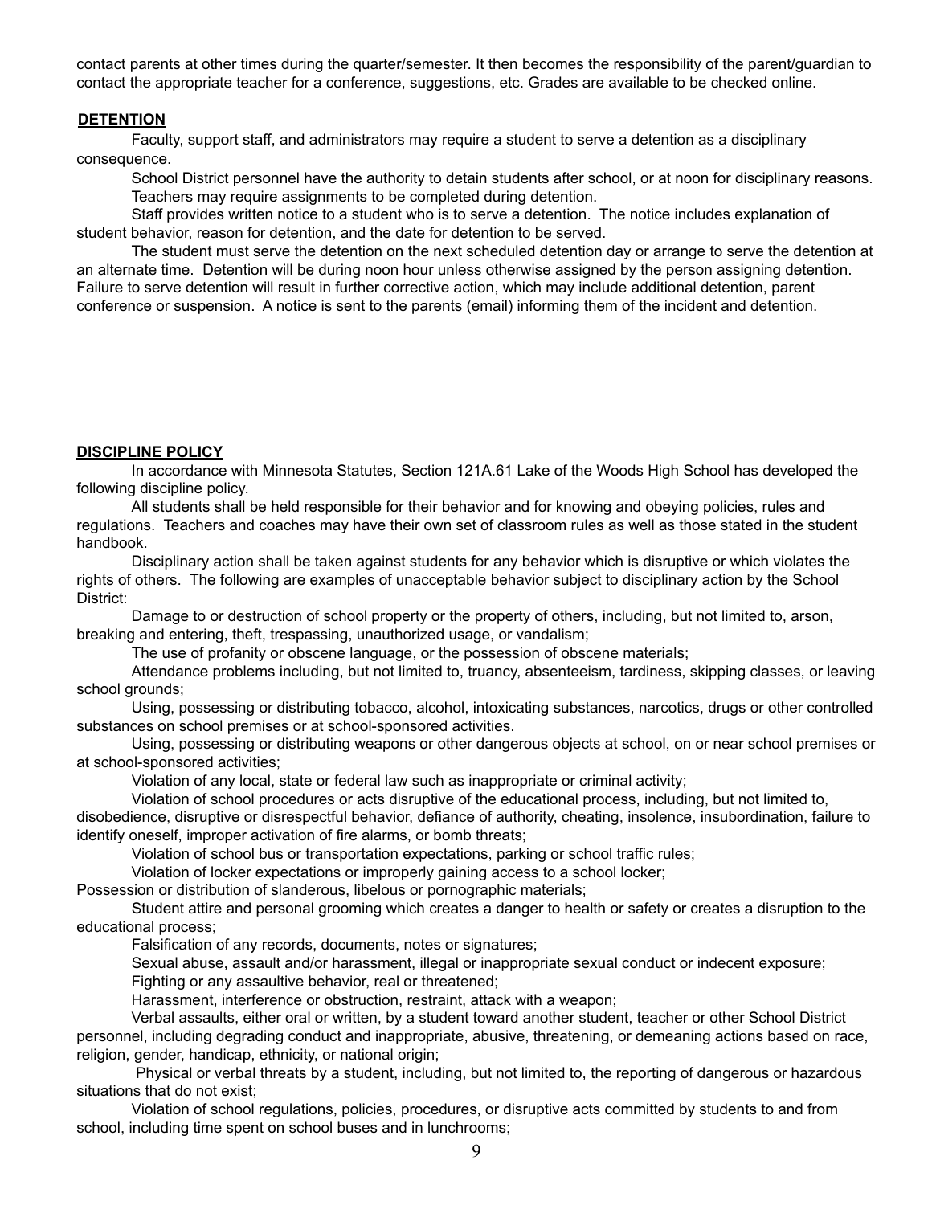contact parents at other times during the quarter/semester. It then becomes the responsibility of the parent/guardian to contact the appropriate teacher for a conference, suggestions, etc. Grades are available to be checked online.

## **DETENTION**

Faculty, support staff, and administrators may require a student to serve a detention as a disciplinary consequence.

School District personnel have the authority to detain students after school, or at noon for disciplinary reasons. Teachers may require assignments to be completed during detention.

Staff provides written notice to a student who is to serve a detention. The notice includes explanation of student behavior, reason for detention, and the date for detention to be served.

The student must serve the detention on the next scheduled detention day or arrange to serve the detention at an alternate time. Detention will be during noon hour unless otherwise assigned by the person assigning detention. Failure to serve detention will result in further corrective action, which may include additional detention, parent conference or suspension. A notice is sent to the parents (email) informing them of the incident and detention.

## **DISCIPLINE POLICY**

In accordance with Minnesota Statutes, Section 121A.61 Lake of the Woods High School has developed the following discipline policy.

All students shall be held responsible for their behavior and for knowing and obeying policies, rules and regulations. Teachers and coaches may have their own set of classroom rules as well as those stated in the student handbook.

Disciplinary action shall be taken against students for any behavior which is disruptive or which violates the rights of others. The following are examples of unacceptable behavior subject to disciplinary action by the School District:

Damage to or destruction of school property or the property of others, including, but not limited to, arson, breaking and entering, theft, trespassing, unauthorized usage, or vandalism;

The use of profanity or obscene language, or the possession of obscene materials;

Attendance problems including, but not limited to, truancy, absenteeism, tardiness, skipping classes, or leaving school grounds;

Using, possessing or distributing tobacco, alcohol, intoxicating substances, narcotics, drugs or other controlled substances on school premises or at school-sponsored activities.

Using, possessing or distributing weapons or other dangerous objects at school, on or near school premises or at school-sponsored activities;

Violation of any local, state or federal law such as inappropriate or criminal activity;

Violation of school procedures or acts disruptive of the educational process, including, but not limited to, disobedience, disruptive or disrespectful behavior, defiance of authority, cheating, insolence, insubordination, failure to identify oneself, improper activation of fire alarms, or bomb threats;

Violation of school bus or transportation expectations, parking or school traffic rules;

Violation of locker expectations or improperly gaining access to a school locker;

Possession or distribution of slanderous, libelous or pornographic materials;

Student attire and personal grooming which creates a danger to health or safety or creates a disruption to the educational process;

Falsification of any records, documents, notes or signatures;

Sexual abuse, assault and/or harassment, illegal or inappropriate sexual conduct or indecent exposure;

Fighting or any assaultive behavior, real or threatened;

Harassment, interference or obstruction, restraint, attack with a weapon;

Verbal assaults, either oral or written, by a student toward another student, teacher or other School District personnel, including degrading conduct and inappropriate, abusive, threatening, or demeaning actions based on race, religion, gender, handicap, ethnicity, or national origin;

Physical or verbal threats by a student, including, but not limited to, the reporting of dangerous or hazardous situations that do not exist;

Violation of school regulations, policies, procedures, or disruptive acts committed by students to and from school, including time spent on school buses and in lunchrooms;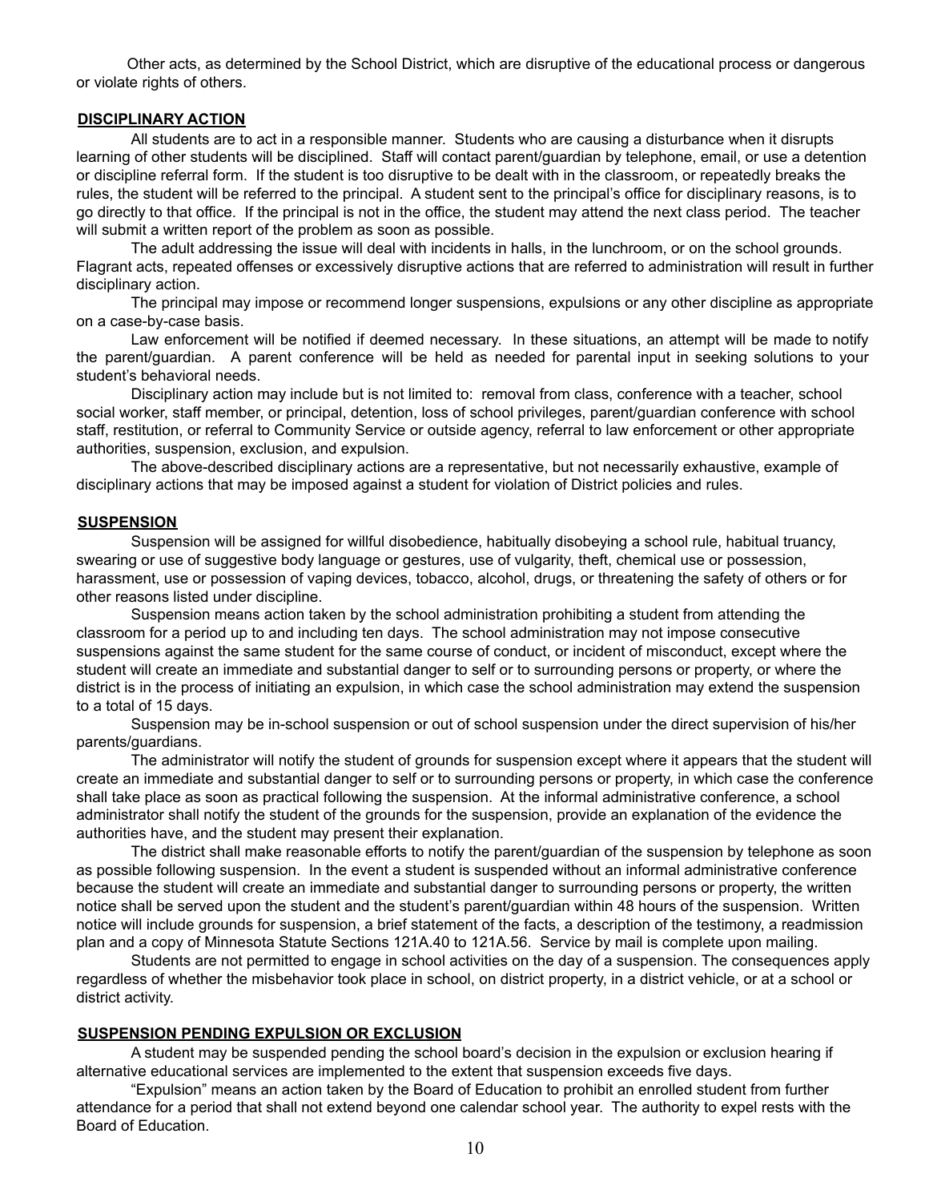Other acts, as determined by the School District, which are disruptive of the educational process or dangerous or violate rights of others.

## DISCIPLINARY ACTION

All students are to act in a responsible manner. Students who are causing a disturbance when it disrupts learning of other students will be disciplined. Staff will contact parent/guardian by telephone, email, or use a detention or discipline referral form. If the student is too disruptive to be dealt with in the classroom, or repeatedly breaks the rules, the student will be referred to the principal. A student sent to the principal's office for disciplinary reasons, is to go directly to that office. If the principal is not in the office, the student may attend the next class period. The teacher will submit a written report of the problem as soon as possible.

The adult addressing the issue will deal with incidents in halls, in the lunchroom, or on the school grounds. Flagrant acts, repeated offenses or excessively disruptive actions that are referred to administration will result in further disciplinary action.

The principal may impose or recommend longer suspensions, expulsions or any other discipline as appropriate on a case-by-case basis.

Law enforcement will be notified if deemed necessary. In these situations, an attempt will be made to notify the parent/guardian. A parent conference will be held as needed for parental input in seeking solutions to your student's behavioral needs.

Disciplinary action may include but is not limited to: removal from class, conference with a teacher, school social worker, staff member, or principal, detention, loss of school privileges, parent/guardian conference with school staff, restitution, or referral to Community Service or outside agency, referral to law enforcement or other appropriate authorities, suspension, exclusion, and expulsion.

The above-described disciplinary actions are a representative, but not necessarily exhaustive, example of disciplinary actions that may be imposed against a student for violation of District policies and rules.

## SUSPENSION

Suspension will be assigned for willful disobedience, habitually disobeying a school rule, habitual truancy, swearing or use of suggestive body language or gestures, use of vulgarity, theft, chemical use or possession, harassment, use or possession of vaping devices, tobacco, alcohol, drugs, or threatening the safety of others or for other reasons listed under discipline.

Suspension means action taken by the school administration prohibiting a student from attending the classroom for a period up to and including ten days. The school administration may not impose consecutive suspensions against the same student for the same course of conduct, or incident of misconduct, except where the student will create an immediate and substantial danger to self or to surrounding persons or property, or where the district is in the process of initiating an expulsion, in which case the school administration may extend the suspension to a total of 15 days.

Suspension may be in-school suspension or out of school suspension under the direct supervision of his/her parents/guardians.

The administrator will notify the student of grounds for suspension except where it appears that the student will create an immediate and substantial danger to self or to surrounding persons or property, in which case the conference shall take place as soon as practical following the suspension. At the informal administrative conference, a school administrator shall notify the student of the grounds for the suspension, provide an explanation of the evidence the authorities have, and the student may present their explanation.

The district shall make reasonable efforts to notify the parent/guardian of the suspension by telephone as soon as possible following suspension. In the event a student is suspended without an informal administrative conference because the student will create an immediate and substantial danger to surrounding persons or property, the written notice shall be served upon the student and the student's parent/guardian within 48 hours of the suspension. Written notice will include grounds for suspension, a brief statement of the facts, a description of the testimony, a readmission plan and a copy of Minnesota Statute Sections 121A.40 to 121A.56. Service by mail is complete upon mailing.

Students are not permitted to engage in school activities on the day of a suspension. The consequences apply regardless of whether the misbehavior took place in school, on district property, in a district vehicle, or at a school or district activity.

## SUSPENSION PENDING EXPULSION OR EXCLUSION

A student may be suspended pending the school board's decision in the expulsion or exclusion hearing if alternative educational services are implemented to the extent that suspension exceeds five days.

"Expulsion" means an action taken by the Board of Education to prohibit an enrolled student from further attendance for a period that shall not extend beyond one calendar school year. The authority to expel rests with the Board of Education.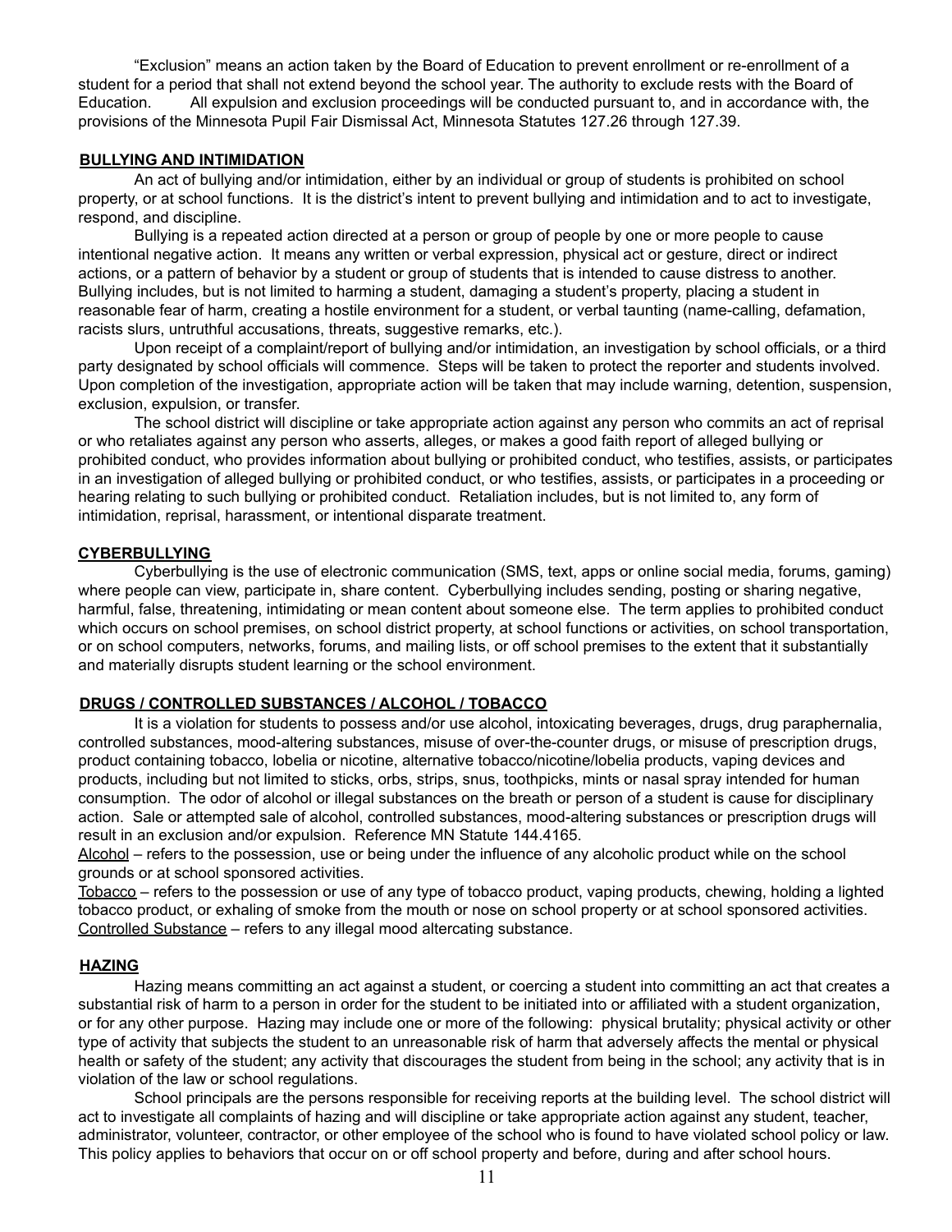"Exclusion" means an action taken by the Board of Education to prevent enrollment or re-enrollment of a student for a period that shall not extend beyond the school year. The authority to exclude rests with the Board of Education. All expulsion and exclusion proceedings will be conducted pursuant to, and in accordance with, the provisions of the Minnesota Pupil Fair Dismissal Act, Minnesota Statutes 127.26 through 127.39.

## BULLYING AND INTIMIDATION

An act of bullying and/or intimidation, either by an individual or group of students is prohibited on school property, or at school functions. It is the district's intent to prevent bullying and intimidation and to act to investigate, respond, and discipline.

Bullying is a repeated action directed at a person or group of people by one or more people to cause intentional negative action. It means any written or verbal expression, physical act or gesture, direct or indirect actions, or a pattern of behavior by a student or group of students that is intended to cause distress to another. Bullying includes, but is not limited to harming a student, damaging a student's property, placing a student in reasonable fear of harm, creating a hostile environment for a student, or verbal taunting (name-calling, defamation, racists slurs, untruthful accusations, threats, suggestive remarks, etc.).

Upon receipt of a complaint/report of bullying and/or intimidation, an investigation by school officials, or a third party designated by school officials will commence. Steps will be taken to protect the reporter and students involved. Upon completion of the investigation, appropriate action will be taken that may include warning, detention, suspension, exclusion, expulsion, or transfer.

The school district will discipline or take appropriate action against any person who commits an act of reprisal or who retaliates against any person who asserts, alleges, or makes a good faith report of alleged bullying or prohibited conduct, who provides information about bullying or prohibited conduct, who testifies, assists, or participates in an investigation of alleged bullying or prohibited conduct, or who testifies, assists, or participates in a proceeding or hearing relating to such bullying or prohibited conduct. Retaliation includes, but is not limited to, any form of intimidation, reprisal, harassment, or intentional disparate treatment.

## CYBERBULLYING

Cyberbullying is the use of electronic communication (SMS, text, apps or online social media, forums, gaming) where people can view, participate in, share content. Cyberbullying includes sending, posting or sharing negative, harmful, false, threatening, intimidating or mean content about someone else. The term applies to prohibited conduct which occurs on school premises, on school district property, at school functions or activities, on school transportation, or on school computers, networks, forums, and mailing lists, or off school premises to the extent that it substantially and materially disrupts student learning or the school environment.

## DRUGS / CONTROLLED SUBSTANCES / ALCOHOL / TOBACCO

It is a violation for students to possess and/or use alcohol, intoxicating beverages, drugs, drug paraphernalia, controlled substances, mood-altering substances, misuse of over-the-counter drugs, or misuse of prescription drugs, product containing tobacco, lobelia or nicotine, alternative tobacco/nicotine/lobelia products, vaping devices and products, including but not limited to sticks, orbs, strips, snus, toothpicks, mints or nasal spray intended for human consumption. The odor of alcohol or illegal substances on the breath or person of a student is cause for disciplinary action. Sale or attempted sale of alcohol, controlled substances, mood-altering substances or prescription drugs will result in an exclusion and/or expulsion. Reference MN Statute 144.4165.

Alcohol – refers to the possession, use or being under the influence of any alcoholic product while on the school grounds or at school sponsored activities.

Tobacco – refers to the possession or use of any type of tobacco product, vaping products, chewing, holding a lighted tobacco product, or exhaling of smoke from the mouth or nose on school property or at school sponsored activities.

Controlled Substance – refers to any illegal mood altercating substance.

## HAZING

Hazing means committing an act against a student, or coercing a student into committing an act that creates a substantial risk of harm to a person in order for the student to be initiated into or affiliated with a student organization, or for any other purpose. Hazing may include one or more of the following: physical brutality; physical activity or other type of activity that subjects the student to an unreasonable risk of harm that adversely affects the mental or physical health or safety of the student; any activity that discourages the student from being in the school; any activity that is in violation of the law or school regulations.

School principals are the persons responsible for receiving reports at the building level. The school district will act to investigate all complaints of hazing and will discipline or take appropriate action against any student, teacher, administrator, volunteer, contractor, or other employee of the school who is found to have violated school policy or law. This policy applies to behaviors that occur on or off school property and before, during and after school hours.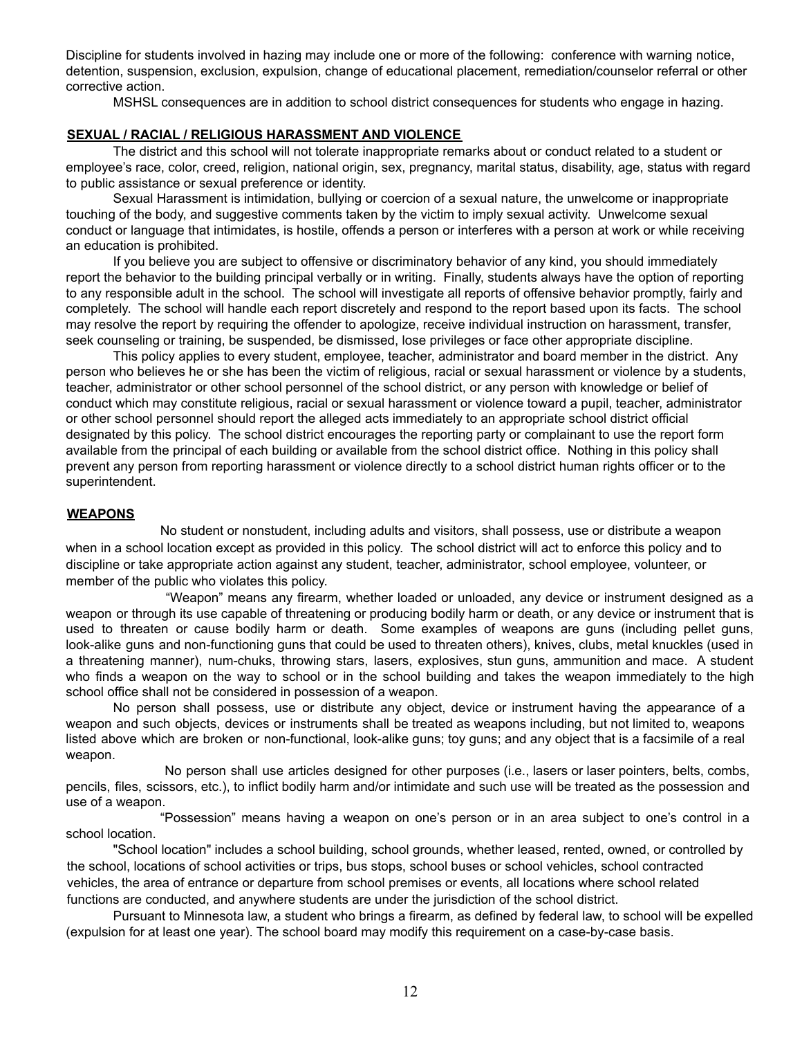Discipline for students involved in hazing may include one or more of the following: conference with warning notice, detention, suspension, exclusion, expulsion, change of educational placement, remediation/counselor referral or other corrective action.

MSHSL consequences are in addition to school district consequences for students who engage in hazing.

**SEXUAL / RACIAL / RELIGIOUS HARASSMENT AND VIOLENCE**

The district and this school will not tolerate inappropriate remarks about or conduct related to a student or employee's race, color, creed, religion, national origin, sex, pregnancy, marital status, disability, age, status with regard to public assistance or sexual preference or identity.

Sexual Harassment is intimidation, bullying or coercion of a sexual nature, the unwelcome or inappropriate touching of the body, and suggestive comments taken by the victim to imply sexual activity. Unwelcome sexual conduct or language that intimidates, is hostile, offends a person or interferes with a person at work or while receiving an education is prohibited.

If you believe you are subject to offensive or discriminatory behavior of any kind, you should immediately report the behavior to the building principal verbally or in writing. Finally, students always have the option of reporting to any responsible adult in the school. The school will investigate all reports of offensive behavior promptly, fairly and completely. The school will handle each report discretely and respond to the report based upon its facts. The school may resolve the report by requiring the offender to apologize, receive individual instruction on harassment, transfer, seek counseling or training, be suspended, be dismissed, lose privileges or face other appropriate discipline.

This policy applies to every student, employee, teacher, administrator and board member in the district. Any person who believes he or she has been the victim of religious, racial or sexual harassment or violence by a students, teacher, administrator or other school personnel of the school district, or any person with knowledge or belief of conduct which may constitute religious, racial or sexual harassment or violence toward a pupil, teacher, administrator or other school personnel should report the alleged acts immediately to an appropriate school district official designated by this policy. The school district encourages the reporting party or complainant to use the report form available from the principal of each building or available from the school district office. Nothing in this policy shall prevent any person from reporting harassment or violence directly to a school district human rights officer or to the superintendent.

**WEAPONS**

No student or nonstudent, including adults and visitors, shall possess, use or distribute a weapon when in a school location except as provided in this policy. The school district will act to enforce this policy and to discipline or take appropriate action against any student, teacher, administrator, school employee, volunteer, or member of the public who violates this policy.

"Weapon" means any firearm, whether loaded or unloaded, any device or instrument designed as a weapon or through its use capable of threatening or producing bodily harm or death, or any device or instrument that is used to threaten or cause bodily harm or death. Some examples of weapons are guns (including pellet guns, look-alike guns and non-functioning guns that could be used to threaten others), knives, clubs, metal knuckles (used in a threatening manner), num-chuks, throwing stars, lasers, explosives, stun guns, ammunition and mace. A student who finds a weapon on the way to school or in the school building and takes the weapon immediately to the high school office shall not be considered in possession of a weapon.

No person shall possess, use or distribute any object, device or instrument having the appearance of a weapon and such objects, devices or instruments shall be treated as weapons including, but not limited to, weapons listed above which are broken or non-functional, look-alike guns; toy guns; and any object that is a facsimile of a real weapon.

No person shall use articles designed for other purposes (i.e., lasers or laser pointers, belts, combs, pencils, files, scissors, etc.), to inflict bodily harm and/or intimidate and such use will be treated as the possession and use of a weapon.

"Possession" means having a weapon on one's person or in an area subject to one's control in a school location.

"School location" includes a school building, school grounds, whether leased, rented, owned, or controlled by the school, locations of school activities or trips, bus stops, school buses or school vehicles, school contracted vehicles, the area of entrance or departure from school premises or events, all locations where school related functions are conducted, and anywhere students are under the jurisdiction of the school district.

Pursuant to Minnesota law, a student who brings a firearm, as defined by federal law, to school will be expelled (expulsion for at least one year). The school board may modify this requirement on a case-by-case basis.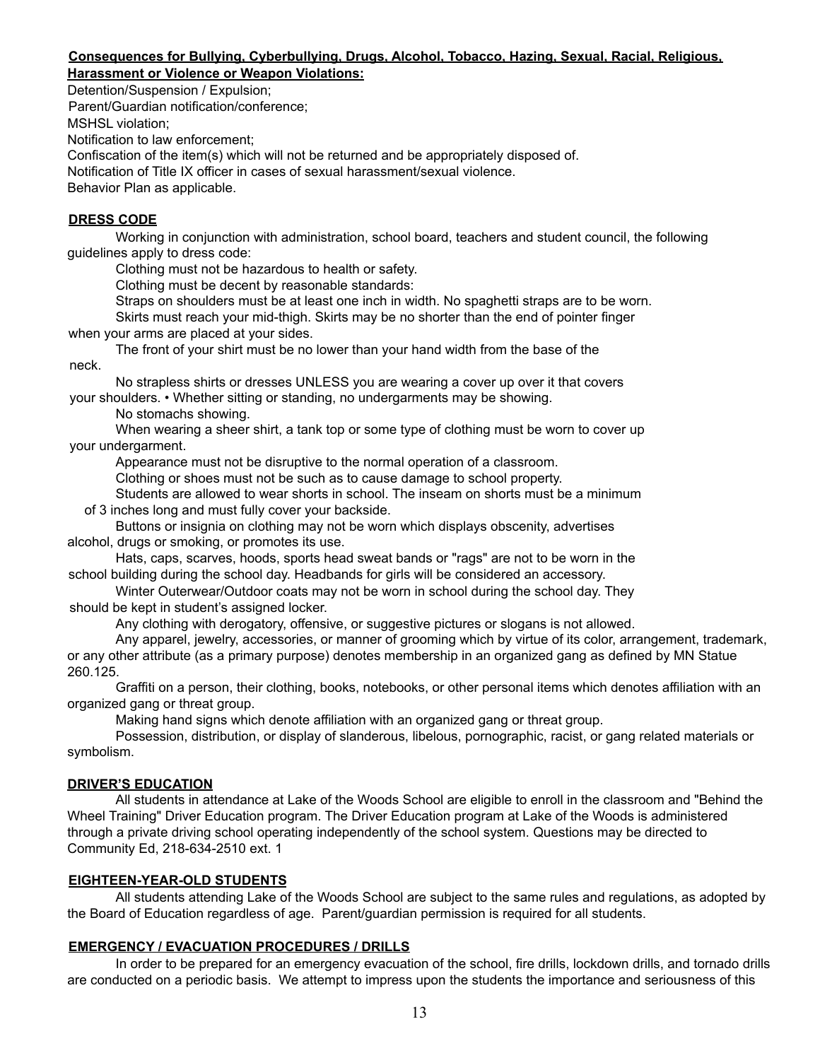**Consequences for Bullying, Cyberbullying, Drugs, Alcohol, Tobacco, Hazing, Sexual, Racial, Religious, Harassment or Violence or Weapon Violations:**

Detention/Suspension / Expulsion;
Parent/Guardian notification/conference;
MSHSL violation;
Notification to law enforcement;
Confiscation of the item(s) which will not be returned and be appropriately disposed of.
Notification of Title IX officer in cases of sexual harassment/sexual violence.
Behavior Plan as applicable.

**DRESS CODE**

Working in conjunction with administration, school board, teachers and student council, the following guidelines apply to dress code:

Clothing must not be hazardous to health or safety.

Clothing must be decent by reasonable standards:

Straps on shoulders must be at least one inch in width. No spaghetti straps are to be worn.

Skirts must reach your mid-thigh. Skirts may be no shorter than the end of pointer finger when your arms are placed at your sides.

The front of your shirt must be no lower than your hand width from the base of the neck.

No strapless shirts or dresses UNLESS you are wearing a cover up over it that covers your shoulders. • Whether sitting or standing, no undergarments may be showing.

No stomachs showing.

When wearing a sheer shirt, a tank top or some type of clothing must be worn to cover up your undergarment.

Appearance must not be disruptive to the normal operation of a classroom.

Clothing or shoes must not be such as to cause damage to school property.

Students are allowed to wear shorts in school. The inseam on shorts must be a minimum of 3 inches long and must fully cover your backside.

Buttons or insignia on clothing may not be worn which displays obscenity, advertises alcohol, drugs or smoking, or promotes its use.

Hats, caps, scarves, hoods, sports head sweat bands or "rags" are not to be worn in the school building during the school day. Headbands for girls will be considered an accessory.

Winter Outerwear/Outdoor coats may not be worn in school during the school day. They should be kept in student's assigned locker.

Any clothing with derogatory, offensive, or suggestive pictures or slogans is not allowed.

Any apparel, jewelry, accessories, or manner of grooming which by virtue of its color, arrangement, trademark, or any other attribute (as a primary purpose) denotes membership in an organized gang as defined by MN Statue 260.125.

Graffiti on a person, their clothing, books, notebooks, or other personal items which denotes affiliation with an organized gang or threat group.

Making hand signs which denote affiliation with an organized gang or threat group.

Possession, distribution, or display of slanderous, libelous, pornographic, racist, or gang related materials or symbolism.

**DRIVER'S EDUCATION**

All students in attendance at Lake of the Woods School are eligible to enroll in the classroom and "Behind the Wheel Training" Driver Education program. The Driver Education program at Lake of the Woods is administered through a private driving school operating independently of the school system. Questions may be directed to Community Ed, 218-634-2510 ext. 1

**EIGHTEEN-YEAR-OLD STUDENTS**

All students attending Lake of the Woods School are subject to the same rules and regulations, as adopted by the Board of Education regardless of age. Parent/guardian permission is required for all students.

**EMERGENCY / EVACUATION PROCEDURES / DRILLS**

In order to be prepared for an emergency evacuation of the school, fire drills, lockdown drills, and tornado drills are conducted on a periodic basis. We attempt to impress upon the students the importance and seriousness of this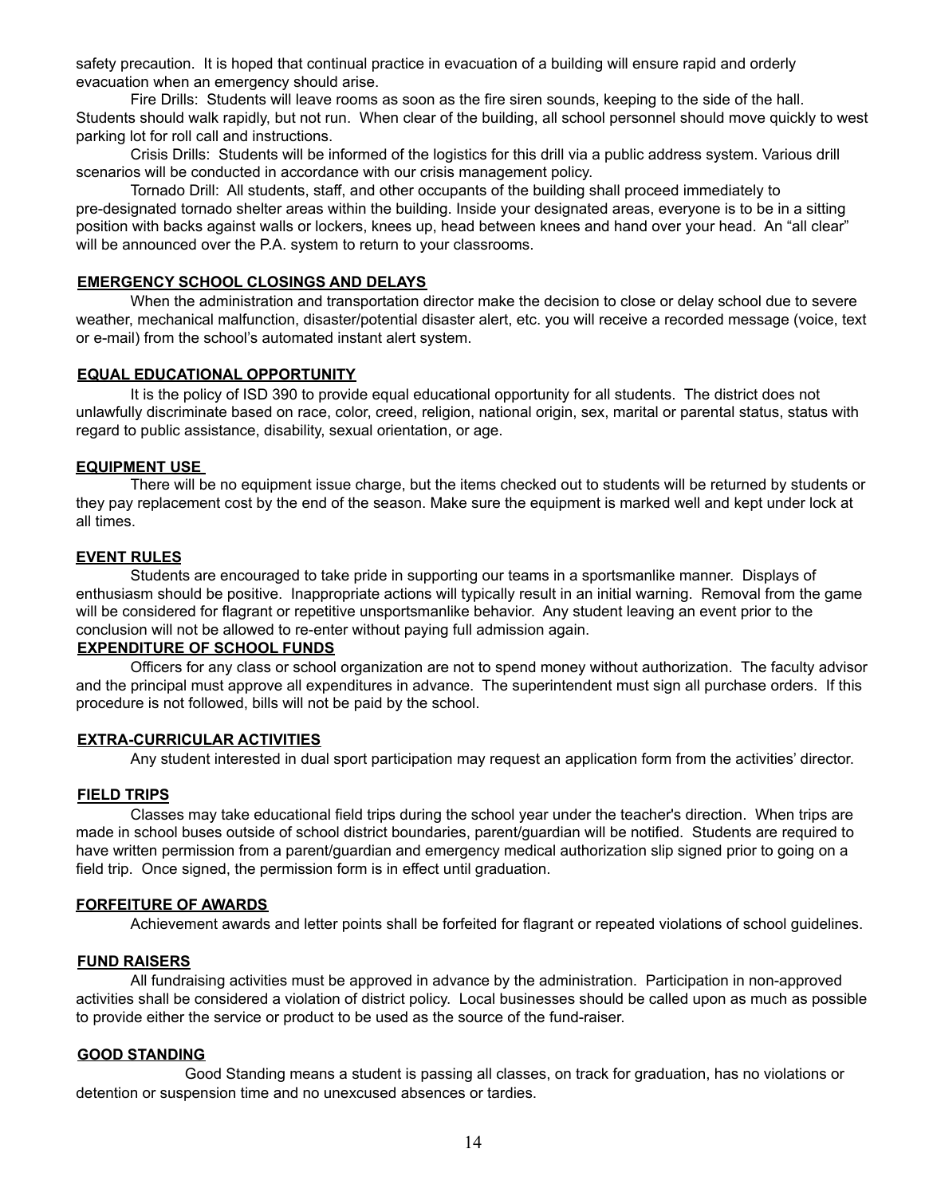safety precaution. It is hoped that continual practice in evacuation of a building will ensure rapid and orderly evacuation when an emergency should arise.

Fire Drills: Students will leave rooms as soon as the fire siren sounds, keeping to the side of the hall. Students should walk rapidly, but not run. When clear of the building, all school personnel should move quickly to west parking lot for roll call and instructions.

Crisis Drills: Students will be informed of the logistics for this drill via a public address system. Various drill scenarios will be conducted in accordance with our crisis management policy.

Tornado Drill: All students, staff, and other occupants of the building shall proceed immediately to pre-designated tornado shelter areas within the building. Inside your designated areas, everyone is to be in a sitting position with backs against walls or lockers, knees up, head between knees and hand over your head. An "all clear" will be announced over the P.A. system to return to your classrooms.

## EMERGENCY SCHOOL CLOSINGS AND DELAYS

When the administration and transportation director make the decision to close or delay school due to severe weather, mechanical malfunction, disaster/potential disaster alert, etc. you will receive a recorded message (voice, text or e-mail) from the school's automated instant alert system.

## EQUAL EDUCATIONAL OPPORTUNITY

It is the policy of ISD 390 to provide equal educational opportunity for all students. The district does not unlawfully discriminate based on race, color, creed, religion, national origin, sex, marital or parental status, status with regard to public assistance, disability, sexual orientation, or age.

## EQUIPMENT USE

There will be no equipment issue charge, but the items checked out to students will be returned by students or they pay replacement cost by the end of the season. Make sure the equipment is marked well and kept under lock at all times.

## EVENT RULES

Students are encouraged to take pride in supporting our teams in a sportsmanlike manner. Displays of enthusiasm should be positive. Inappropriate actions will typically result in an initial warning. Removal from the game will be considered for flagrant or repetitive unsportsmanlike behavior. Any student leaving an event prior to the conclusion will not be allowed to re-enter without paying full admission again.

## EXPENDITURE OF SCHOOL FUNDS

Officers for any class or school organization are not to spend money without authorization. The faculty advisor and the principal must approve all expenditures in advance. The superintendent must sign all purchase orders. If this procedure is not followed, bills will not be paid by the school.

## EXTRA-CURRICULAR ACTIVITIES

Any student interested in dual sport participation may request an application form from the activities' director.

## FIELD TRIPS

Classes may take educational field trips during the school year under the teacher's direction. When trips are made in school buses outside of school district boundaries, parent/guardian will be notified. Students are required to have written permission from a parent/guardian and emergency medical authorization slip signed prior to going on a field trip. Once signed, the permission form is in effect until graduation.

## FORFEITURE OF AWARDS

Achievement awards and letter points shall be forfeited for flagrant or repeated violations of school guidelines.

## FUND RAISERS

All fundraising activities must be approved in advance by the administration. Participation in non-approved activities shall be considered a violation of district policy. Local businesses should be called upon as much as possible to provide either the service or product to be used as the source of the fund-raiser.

## GOOD STANDING

Good Standing means a student is passing all classes, on track for graduation, has no violations or detention or suspension time and no unexcused absences or tardies.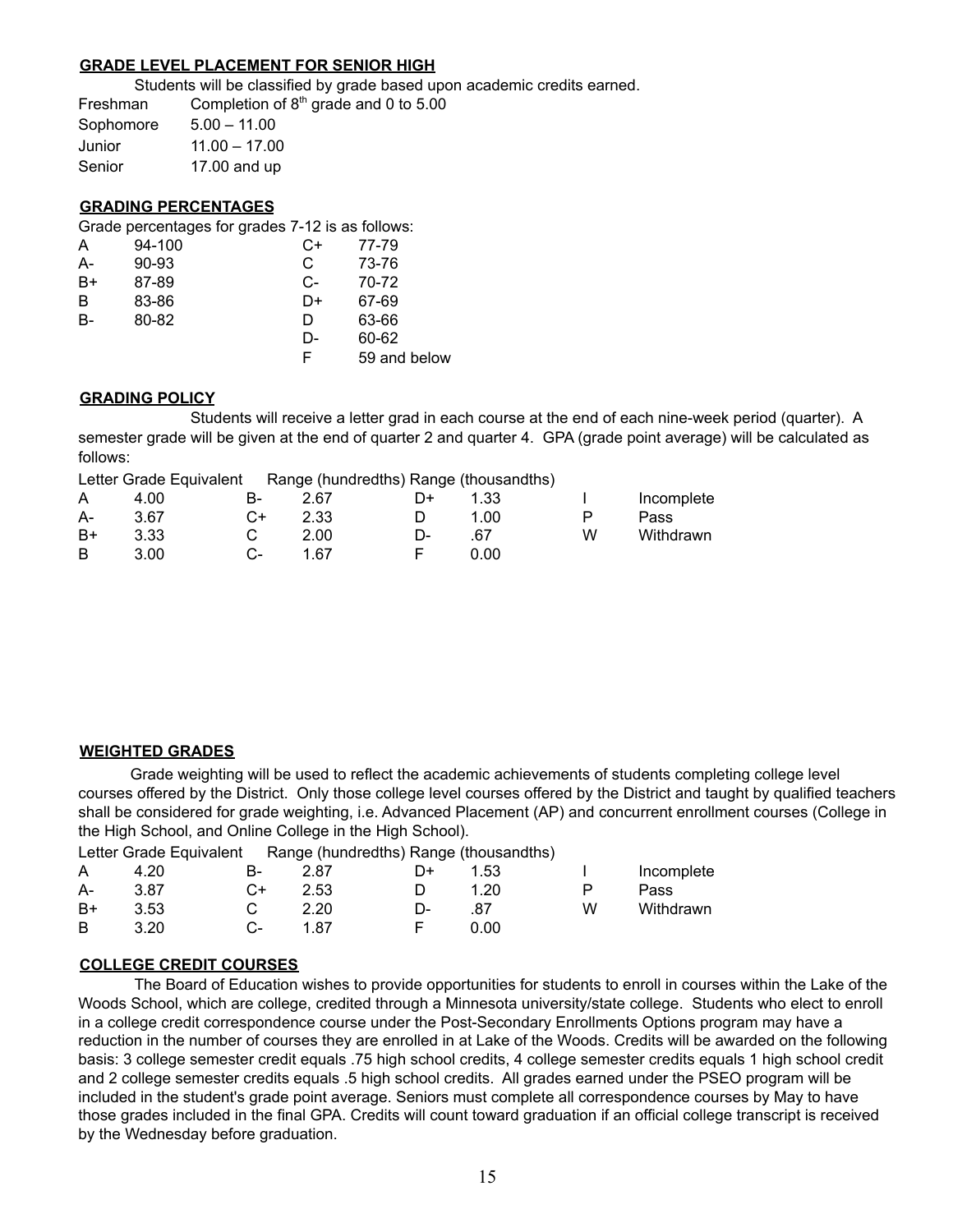## GRADE LEVEL PLACEMENT FOR SENIOR HIGH

Students will be classified by grade based upon academic credits earned.

| | |
|---|---|
| Freshman | Completion of 8th grade and 0 to 5.00 |
| Sophomore | 5.00 – 11.00 |
| Junior | 11.00 – 17.00 |
| Senior | 17.00 and up |

## GRADING PERCENTAGES

Grade percentages for grades 7-12 is as follows:

| | | | |
|---|---|---|---|
| A | 94-100 | C+ | 77-79 |
| A- | 90-93 | C | 73-76 |
| B+ | 87-89 | C- | 70-72 |
| B | 83-86 | D+ | 67-69 |
| B- | 80-82 | D | 63-66 |
| | | D- | 60-62 |
| | | F | 59 and below |

## GRADING POLICY

Students will receive a letter grad in each course at the end of each nine-week period (quarter). A semester grade will be given at the end of quarter 2 and quarter 4. GPA (grade point average) will be calculated as follows:

Letter Grade Equivalent Range (hundredths) Range (thousandths)

| | | | | | | | |
|---|---|---|---|---|---|---|---|
| A | 4.00 | B- | 2.67 | D+ | 1.33 | I | Incomplete |
| A- | 3.67 | C+ | 2.33 | D | 1.00 | P | Pass |
| B+ | 3.33 | C | 2.00 | D- | .67 | W | Withdrawn |
| B | 3.00 | C- | 1.67 | F | 0.00 | | |

## WEIGHTED GRADES

Grade weighting will be used to reflect the academic achievements of students completing college level courses offered by the District. Only those college level courses offered by the District and taught by qualified teachers shall be considered for grade weighting, i.e. Advanced Placement (AP) and concurrent enrollment courses (College in the High School, and Online College in the High School).

Letter Grade Equivalent Range (hundredths) Range (thousandths)

| | | | | | | | |
|---|---|---|---|---|---|---|---|
| A | 4.20 | B- | 2.87 | D+ | 1.53 | I | Incomplete |
| A- | 3.87 | C+ | 2.53 | D | 1.20 | P | Pass |
| B+ | 3.53 | C | 2.20 | D- | .87 | W | Withdrawn |
| B | 3.20 | C- | 1.87 | F | 0.00 | | |

## COLLEGE CREDIT COURSES

The Board of Education wishes to provide opportunities for students to enroll in courses within the Lake of the Woods School, which are college, credited through a Minnesota university/state college. Students who elect to enroll in a college credit correspondence course under the Post-Secondary Enrollments Options program may have a reduction in the number of courses they are enrolled in at Lake of the Woods. Credits will be awarded on the following basis: 3 college semester credit equals .75 high school credits, 4 college semester credits equals 1 high school credit and 2 college semester credits equals .5 high school credits. All grades earned under the PSEO program will be included in the student's grade point average. Seniors must complete all correspondence courses by May to have those grades included in the final GPA. Credits will count toward graduation if an official college transcript is received by the Wednesday before graduation.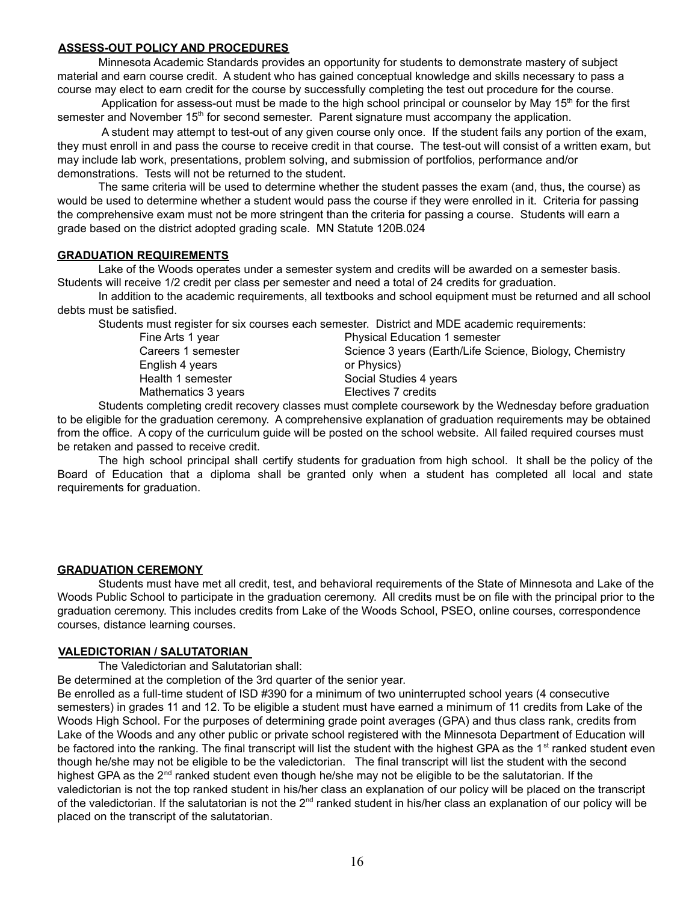## ASSESS-OUT POLICY AND PROCEDURES

Minnesota Academic Standards provides an opportunity for students to demonstrate mastery of subject material and earn course credit. A student who has gained conceptual knowledge and skills necessary to pass a course may elect to earn credit for the course by successfully completing the test out procedure for the course.

Application for assess-out must be made to the high school principal or counselor by May 15th for the first semester and November 15th for second semester. Parent signature must accompany the application.

A student may attempt to test-out of any given course only once. If the student fails any portion of the exam, they must enroll in and pass the course to receive credit in that course. The test-out will consist of a written exam, but may include lab work, presentations, problem solving, and submission of portfolios, performance and/or demonstrations. Tests will not be returned to the student.

The same criteria will be used to determine whether the student passes the exam (and, thus, the course) as would be used to determine whether a student would pass the course if they were enrolled in it. Criteria for passing the comprehensive exam must not be more stringent than the criteria for passing a course. Students will earn a grade based on the district adopted grading scale. MN Statute 120B.024

## GRADUATION REQUIREMENTS

Lake of the Woods operates under a semester system and credits will be awarded on a semester basis. Students will receive 1/2 credit per class per semester and need a total of 24 credits for graduation.

In addition to the academic requirements, all textbooks and school equipment must be returned and all school debts must be satisfied.

Students must register for six courses each semester. District and MDE academic requirements:

- Fine Arts 1 year
- Careers 1 semester
- English 4 years
- Health 1 semester
- Mathematics 3 years
- Physical Education 1 semester
- Science 3 years (Earth/Life Science, Biology, Chemistry or Physics)
- Social Studies 4 years
- Electives 7 credits

Students completing credit recovery classes must complete coursework by the Wednesday before graduation to be eligible for the graduation ceremony. A comprehensive explanation of graduation requirements may be obtained from the office. A copy of the curriculum guide will be posted on the school website. All failed required courses must be retaken and passed to receive credit.

The high school principal shall certify students for graduation from high school. It shall be the policy of the Board of Education that a diploma shall be granted only when a student has completed all local and state requirements for graduation.

## GRADUATION CEREMONY

Students must have met all credit, test, and behavioral requirements of the State of Minnesota and Lake of the Woods Public School to participate in the graduation ceremony. All credits must be on file with the principal prior to the graduation ceremony. This includes credits from Lake of the Woods School, PSEO, online courses, correspondence courses, distance learning courses.

## VALEDICTORIAN / SALUTATORIAN

The Valedictorian and Salutatorian shall:

Be determined at the completion of the 3rd quarter of the senior year.

Be enrolled as a full-time student of ISD #390 for a minimum of two uninterrupted school years (4 consecutive semesters) in grades 11 and 12. To be eligible a student must have earned a minimum of 11 credits from Lake of the Woods High School. For the purposes of determining grade point averages (GPA) and thus class rank, credits from Lake of the Woods and any other public or private school registered with the Minnesota Department of Education will be factored into the ranking. The final transcript will list the student with the highest GPA as the 1st ranked student even though he/she may not be eligible to be the valedictorian. The final transcript will list the student with the second highest GPA as the 2nd ranked student even though he/she may not be eligible to be the salutatorian. If the valedictorian is not the top ranked student in his/her class an explanation of our policy will be placed on the transcript of the valedictorian. If the salutatorian is not the 2nd ranked student in his/her class an explanation of our policy will be placed on the transcript of the salutatorian.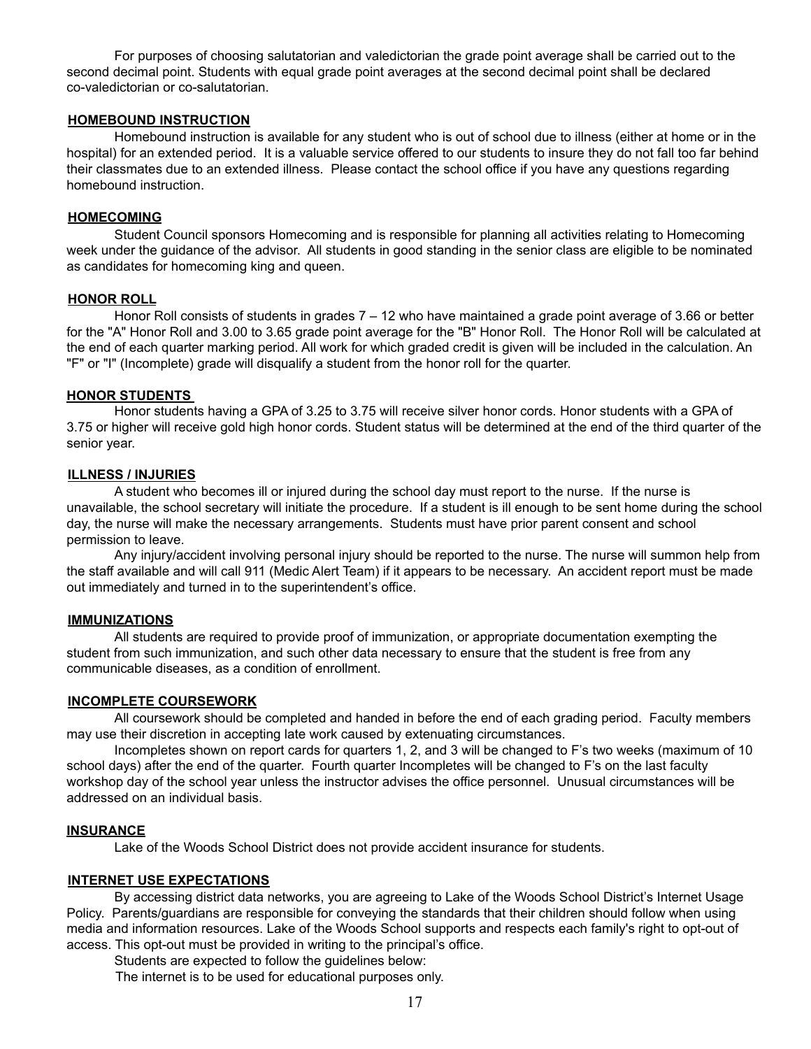For purposes of choosing salutatorian and valedictorian the grade point average shall be carried out to the second decimal point. Students with equal grade point averages at the second decimal point shall be declared co-valedictorian or co-salutatorian.

## HOMEBOUND INSTRUCTION

Homebound instruction is available for any student who is out of school due to illness (either at home or in the hospital) for an extended period. It is a valuable service offered to our students to insure they do not fall too far behind their classmates due to an extended illness. Please contact the school office if you have any questions regarding homebound instruction.

## HOMECOMING

Student Council sponsors Homecoming and is responsible for planning all activities relating to Homecoming week under the guidance of the advisor. All students in good standing in the senior class are eligible to be nominated as candidates for homecoming king and queen.

## HONOR ROLL

Honor Roll consists of students in grades 7 – 12 who have maintained a grade point average of 3.66 or better for the "A" Honor Roll and 3.00 to 3.65 grade point average for the "B" Honor Roll. The Honor Roll will be calculated at the end of each quarter marking period. All work for which graded credit is given will be included in the calculation. An "F" or "I" (Incomplete) grade will disqualify a student from the honor roll for the quarter.

## HONOR STUDENTS

Honor students having a GPA of 3.25 to 3.75 will receive silver honor cords. Honor students with a GPA of 3.75 or higher will receive gold high honor cords. Student status will be determined at the end of the third quarter of the senior year.

## ILLNESS / INJURIES

A student who becomes ill or injured during the school day must report to the nurse. If the nurse is unavailable, the school secretary will initiate the procedure. If a student is ill enough to be sent home during the school day, the nurse will make the necessary arrangements. Students must have prior parent consent and school permission to leave.

Any injury/accident involving personal injury should be reported to the nurse. The nurse will summon help from the staff available and will call 911 (Medic Alert Team) if it appears to be necessary. An accident report must be made out immediately and turned in to the superintendent's office.

## IMMUNIZATIONS

All students are required to provide proof of immunization, or appropriate documentation exempting the student from such immunization, and such other data necessary to ensure that the student is free from any communicable diseases, as a condition of enrollment.

## INCOMPLETE COURSEWORK

All coursework should be completed and handed in before the end of each grading period. Faculty members may use their discretion in accepting late work caused by extenuating circumstances.

Incompletes shown on report cards for quarters 1, 2, and 3 will be changed to F's two weeks (maximum of 10 school days) after the end of the quarter. Fourth quarter Incompletes will be changed to F's on the last faculty workshop day of the school year unless the instructor advises the office personnel. Unusual circumstances will be addressed on an individual basis.

## INSURANCE

Lake of the Woods School District does not provide accident insurance for students.

## INTERNET USE EXPECTATIONS

By accessing district data networks, you are agreeing to Lake of the Woods School District's Internet Usage Policy. Parents/guardians are responsible for conveying the standards that their children should follow when using media and information resources. Lake of the Woods School supports and respects each family's right to opt-out of access. This opt-out must be provided in writing to the principal's office.

Students are expected to follow the guidelines below:

The internet is to be used for educational purposes only.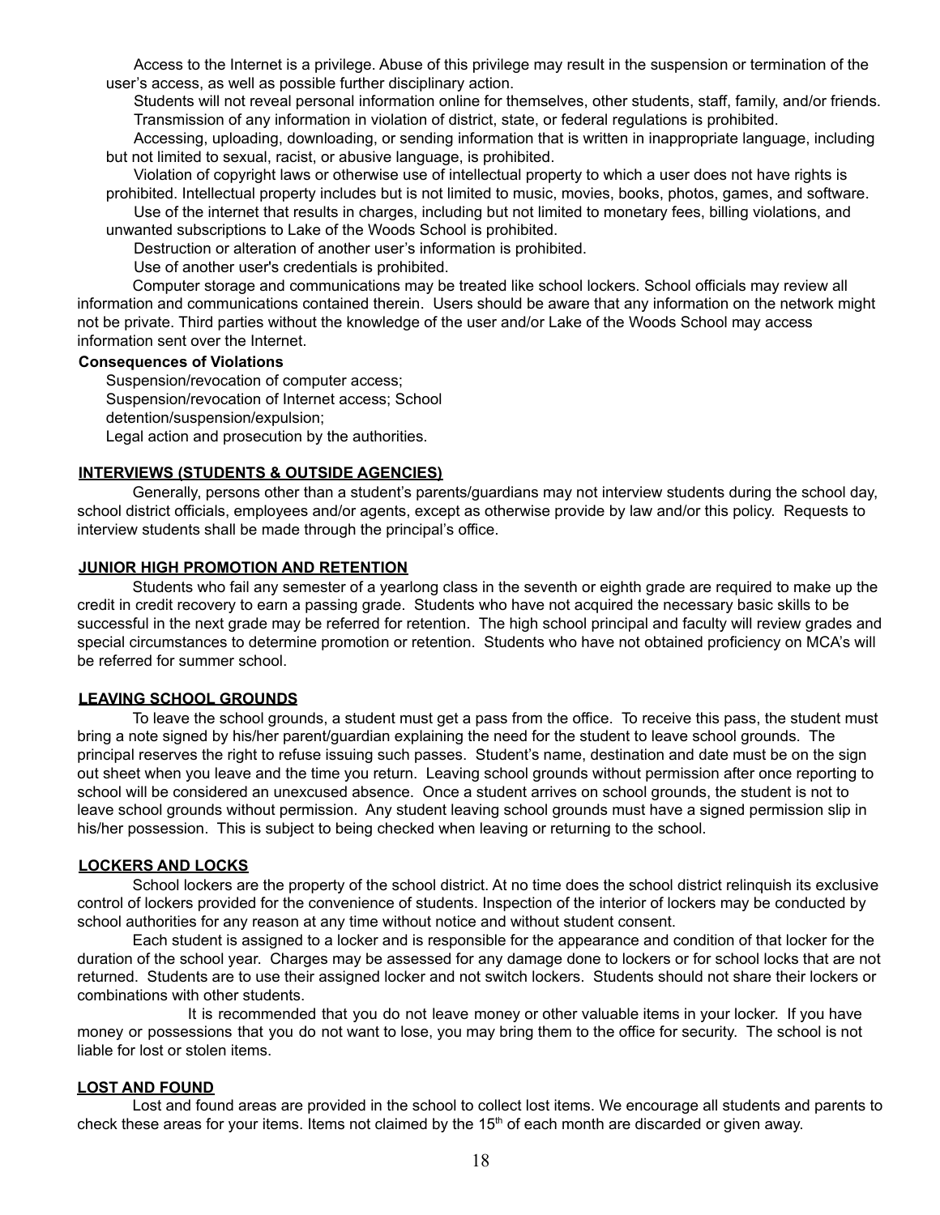Access to the Internet is a privilege. Abuse of this privilege may result in the suspension or termination of the user's access, as well as possible further disciplinary action.

Students will not reveal personal information online for themselves, other students, staff, family, and/or friends.

Transmission of any information in violation of district, state, or federal regulations is prohibited.

Accessing, uploading, downloading, or sending information that is written in inappropriate language, including but not limited to sexual, racist, or abusive language, is prohibited.

Violation of copyright laws or otherwise use of intellectual property to which a user does not have rights is prohibited. Intellectual property includes but is not limited to music, movies, books, photos, games, and software.

Use of the internet that results in charges, including but not limited to monetary fees, billing violations, and unwanted subscriptions to Lake of the Woods School is prohibited.

Destruction or alteration of another user's information is prohibited.

Use of another user's credentials is prohibited.

Computer storage and communications may be treated like school lockers. School officials may review all information and communications contained therein. Users should be aware that any information on the network might not be private. Third parties without the knowledge of the user and/or Lake of the Woods School may access information sent over the Internet.

**Consequences of Violations**

Suspension/revocation of computer access;
Suspension/revocation of Internet access; School detention/suspension/expulsion;
Legal action and prosecution by the authorities.

## INTERVIEWS (STUDENTS & OUTSIDE AGENCIES)

Generally, persons other than a student's parents/guardians may not interview students during the school day, school district officials, employees and/or agents, except as otherwise provide by law and/or this policy. Requests to interview students shall be made through the principal's office.

## JUNIOR HIGH PROMOTION AND RETENTION

Students who fail any semester of a yearlong class in the seventh or eighth grade are required to make up the credit in credit recovery to earn a passing grade. Students who have not acquired the necessary basic skills to be successful in the next grade may be referred for retention. The high school principal and faculty will review grades and special circumstances to determine promotion or retention. Students who have not obtained proficiency on MCA's will be referred for summer school.

## LEAVING SCHOOL GROUNDS

To leave the school grounds, a student must get a pass from the office. To receive this pass, the student must bring a note signed by his/her parent/guardian explaining the need for the student to leave school grounds. The principal reserves the right to refuse issuing such passes. Student's name, destination and date must be on the sign out sheet when you leave and the time you return. Leaving school grounds without permission after once reporting to school will be considered an unexcused absence. Once a student arrives on school grounds, the student is not to leave school grounds without permission. Any student leaving school grounds must have a signed permission slip in his/her possession. This is subject to being checked when leaving or returning to the school.

## LOCKERS AND LOCKS

School lockers are the property of the school district. At no time does the school district relinquish its exclusive control of lockers provided for the convenience of students. Inspection of the interior of lockers may be conducted by school authorities for any reason at any time without notice and without student consent.

Each student is assigned to a locker and is responsible for the appearance and condition of that locker for the duration of the school year. Charges may be assessed for any damage done to lockers or for school locks that are not returned. Students are to use their assigned locker and not switch lockers. Students should not share their lockers or combinations with other students.

It is recommended that you do not leave money or other valuable items in your locker. If you have money or possessions that you do not want to lose, you may bring them to the office for security. The school is not liable for lost or stolen items.

## LOST AND FOUND

Lost and found areas are provided in the school to collect lost items. We encourage all students and parents to check these areas for your items. Items not claimed by the 15th of each month are discarded or given away.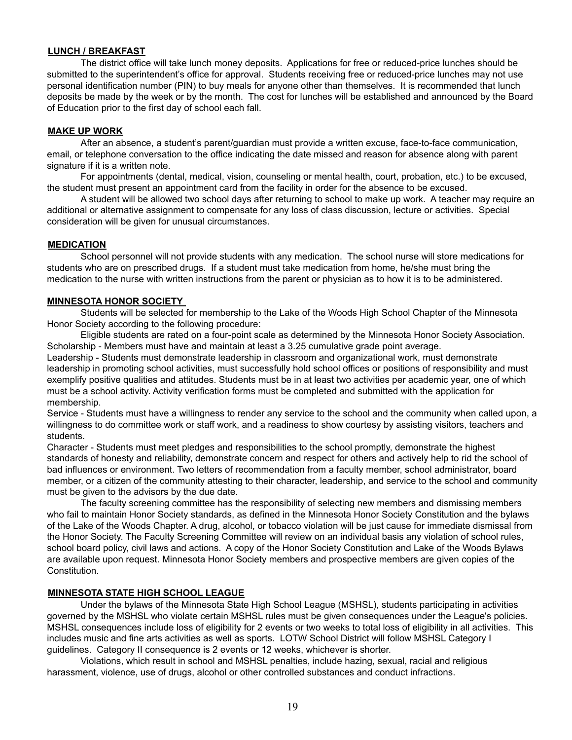## LUNCH / BREAKFAST

The district office will take lunch money deposits. Applications for free or reduced-price lunches should be submitted to the superintendent's office for approval. Students receiving free or reduced-price lunches may not use personal identification number (PIN) to buy meals for anyone other than themselves. It is recommended that lunch deposits be made by the week or by the month. The cost for lunches will be established and announced by the Board of Education prior to the first day of school each fall.

## MAKE UP WORK

After an absence, a student's parent/guardian must provide a written excuse, face-to-face communication, email, or telephone conversation to the office indicating the date missed and reason for absence along with parent signature if it is a written note.

For appointments (dental, medical, vision, counseling or mental health, court, probation, etc.) to be excused, the student must present an appointment card from the facility in order for the absence to be excused.

A student will be allowed two school days after returning to school to make up work. A teacher may require an additional or alternative assignment to compensate for any loss of class discussion, lecture or activities. Special consideration will be given for unusual circumstances.

## MEDICATION

School personnel will not provide students with any medication. The school nurse will store medications for students who are on prescribed drugs. If a student must take medication from home, he/she must bring the medication to the nurse with written instructions from the parent or physician as to how it is to be administered.

## MINNESOTA HONOR SOCIETY

Students will be selected for membership to the Lake of the Woods High School Chapter of the Minnesota Honor Society according to the following procedure:

Eligible students are rated on a four-point scale as determined by the Minnesota Honor Society Association.

Scholarship - Members must have and maintain at least a 3.25 cumulative grade point average.

Leadership - Students must demonstrate leadership in classroom and organizational work, must demonstrate leadership in promoting school activities, must successfully hold school offices or positions of responsibility and must exemplify positive qualities and attitudes. Students must be in at least two activities per academic year, one of which must be a school activity. Activity verification forms must be completed and submitted with the application for membership.

Service - Students must have a willingness to render any service to the school and the community when called upon, a willingness to do committee work or staff work, and a readiness to show courtesy by assisting visitors, teachers and students.

Character - Students must meet pledges and responsibilities to the school promptly, demonstrate the highest standards of honesty and reliability, demonstrate concern and respect for others and actively help to rid the school of bad influences or environment. Two letters of recommendation from a faculty member, school administrator, board member, or a citizen of the community attesting to their character, leadership, and service to the school and community must be given to the advisors by the due date.

The faculty screening committee has the responsibility of selecting new members and dismissing members who fail to maintain Honor Society standards, as defined in the Minnesota Honor Society Constitution and the bylaws of the Lake of the Woods Chapter. A drug, alcohol, or tobacco violation will be just cause for immediate dismissal from the Honor Society. The Faculty Screening Committee will review on an individual basis any violation of school rules, school board policy, civil laws and actions. A copy of the Honor Society Constitution and Lake of the Woods Bylaws are available upon request. Minnesota Honor Society members and prospective members are given copies of the Constitution.

## MINNESOTA STATE HIGH SCHOOL LEAGUE

Under the bylaws of the Minnesota State High School League (MSHSL), students participating in activities governed by the MSHSL who violate certain MSHSL rules must be given consequences under the League's policies. MSHSL consequences include loss of eligibility for 2 events or two weeks to total loss of eligibility in all activities. This includes music and fine arts activities as well as sports. LOTW School District will follow MSHSL Category I guidelines. Category II consequence is 2 events or 12 weeks, whichever is shorter.

Violations, which result in school and MSHSL penalties, include hazing, sexual, racial and religious harassment, violence, use of drugs, alcohol or other controlled substances and conduct infractions.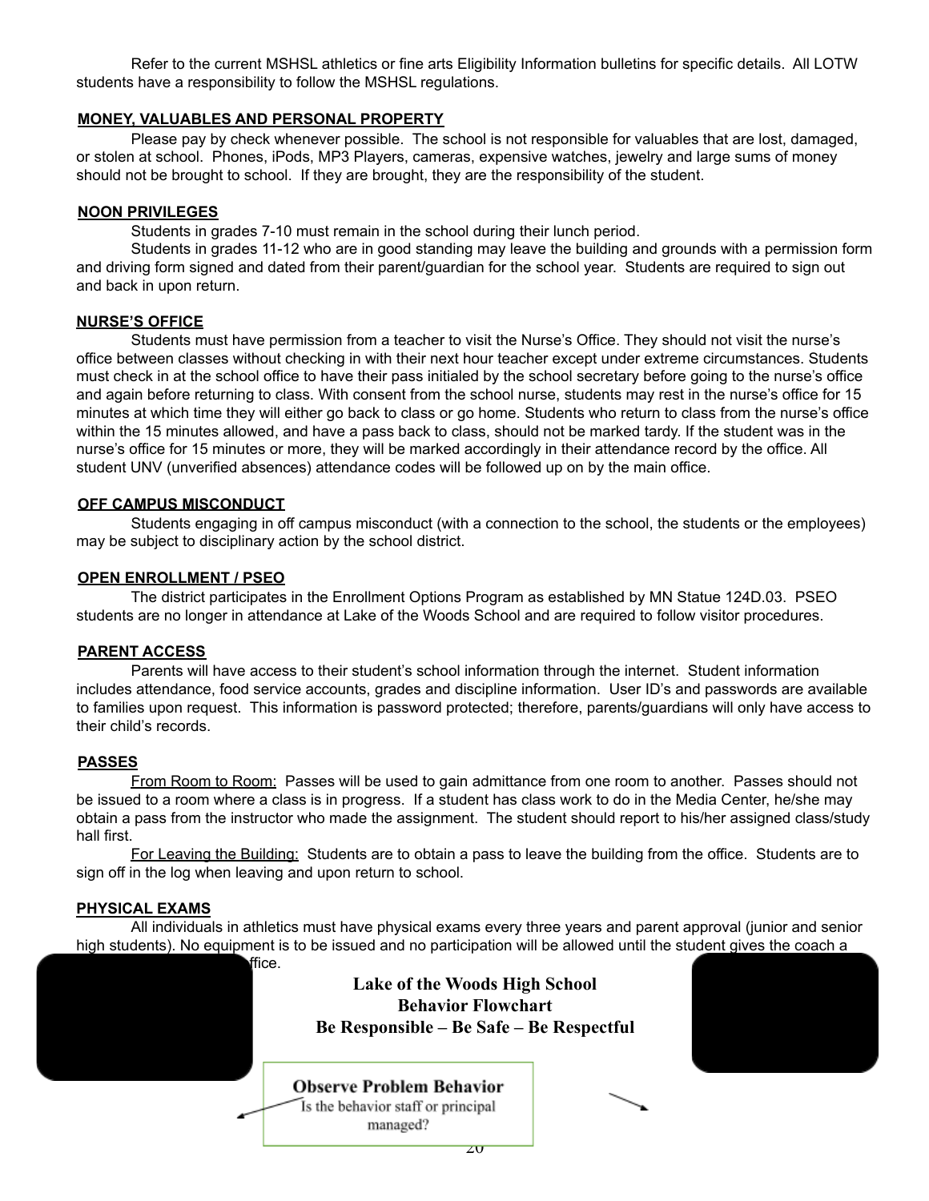Refer to the current MSHSL athletics or fine arts Eligibility Information bulletins for specific details. All LOTW students have a responsibility to follow the MSHSL regulations.

**MONEY, VALUABLES AND PERSONAL PROPERTY**

Please pay by check whenever possible. The school is not responsible for valuables that are lost, damaged, or stolen at school. Phones, iPods, MP3 Players, cameras, expensive watches, jewelry and large sums of money should not be brought to school. If they are brought, they are the responsibility of the student.

**NOON PRIVILEGES**

Students in grades 7-10 must remain in the school during their lunch period.

Students in grades 11-12 who are in good standing may leave the building and grounds with a permission form and driving form signed and dated from their parent/guardian for the school year. Students are required to sign out and back in upon return.

**NURSE'S OFFICE**

Students must have permission from a teacher to visit the Nurse's Office. They should not visit the nurse's office between classes without checking in with their next hour teacher except under extreme circumstances. Students must check in at the school office to have their pass initialed by the school secretary before going to the nurse's office and again before returning to class. With consent from the school nurse, students may rest in the nurse's office for 15 minutes at which time they will either go back to class or go home. Students who return to class from the nurse's office within the 15 minutes allowed, and have a pass back to class, should not be marked tardy. If the student was in the nurse's office for 15 minutes or more, they will be marked accordingly in their attendance record by the office. All student UNV (unverified absences) attendance codes will be followed up on by the main office.

**OFF CAMPUS MISCONDUCT**

Students engaging in off campus misconduct (with a connection to the school, the students or the employees) may be subject to disciplinary action by the school district.

**OPEN ENROLLMENT / PSEO**

The district participates in the Enrollment Options Program as established by MN Statue 124D.03. PSEO students are no longer in attendance at Lake of the Woods School and are required to follow visitor procedures.

**PARENT ACCESS**

Parents will have access to their student's school information through the internet. Student information includes attendance, food service accounts, grades and discipline information. User ID's and passwords are available to families upon request. This information is password protected; therefore, parents/guardians will only have access to their child's records.

**PASSES**

From Room to Room: Passes will be used to gain admittance from one room to another. Passes should not be issued to a room where a class is in progress. If a student has class work to do in the Media Center, he/she may obtain a pass from the instructor who made the assignment. The student should report to his/her assigned class/study hall first.

For Leaving the Building: Students are to obtain a pass to leave the building from the office. Students are to sign off in the log when leaving and upon return to school.

**PHYSICAL EXAMS**

All individuals in athletics must have physical exams every three years and parent approval (junior and senior high students). No equipment is to be issued and no participation will be allowed until the student gives the coach a ffice.

**Lake of the Woods High School**
**Behavior Flowchart**
**Be Responsible – Be Safe – Be Respectful**

**Observe Problem Behavior**
Is the behavior staff or principal managed?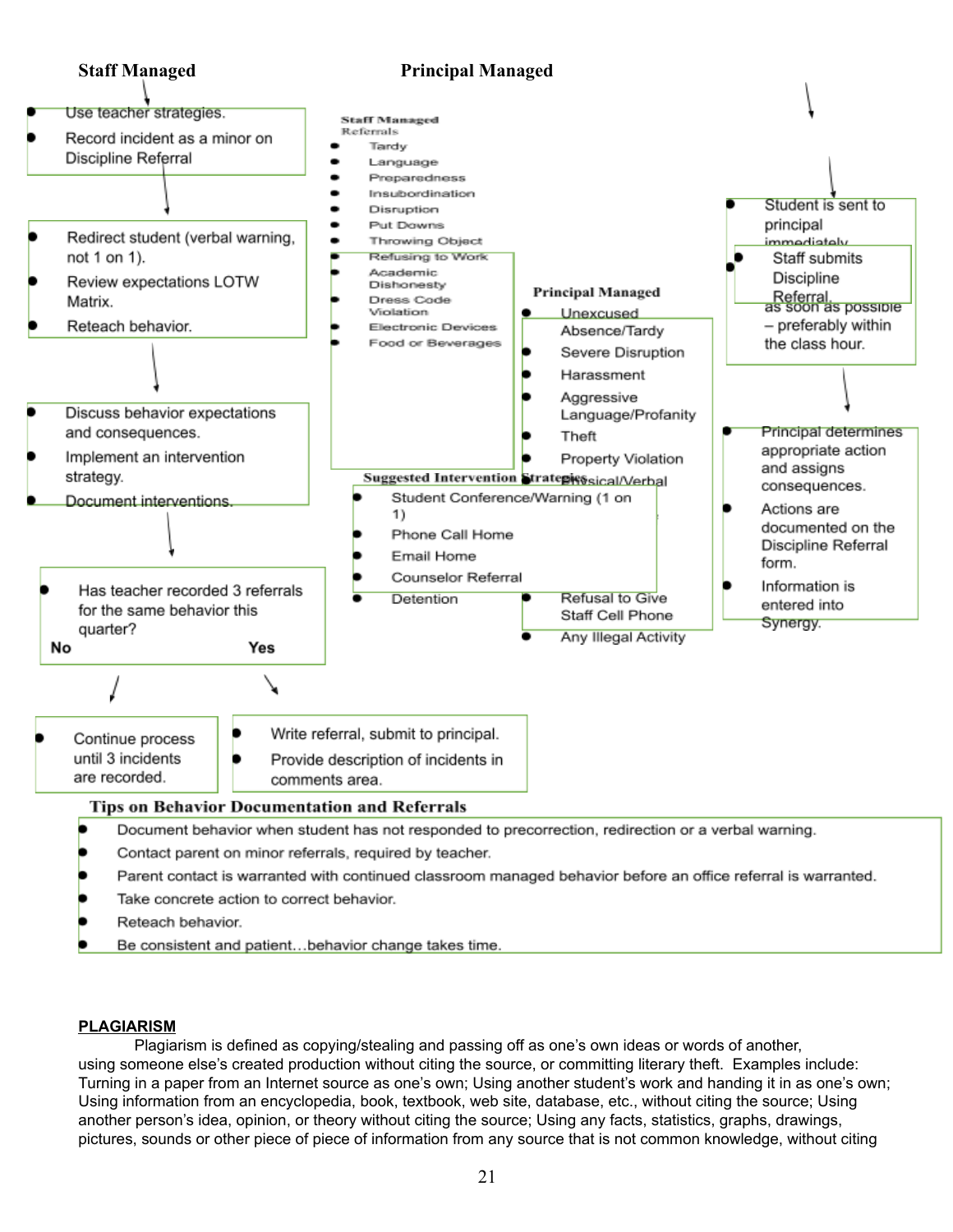**Staff Managed**

- Use teacher strategies.
- Record incident as a minor on Discipline Referral

↓

- Redirect student (verbal warning, not 1 on 1).
- Review expectations LOTW Matrix.
- Reteach behavior.

↓

- Discuss behavior expectations and consequences.
- Implement an intervention strategy.
- Document interventions.

↓

- Has teacher recorded 3 referrals for the same behavior this quarter?

No → 

- Continue process until 3 incidents are recorded.

Yes →

- Write referral, submit to principal.
- Provide description of incidents in comments area.

**Principal Managed**

**Staff Managed Referrals**

- Tardy
- Language
- Preparedness
- Insubordination
- Disruption
- Put Downs
- Throwing Object
- Refusing to Work
- Academic Dishonesty
- Dress Code Violation
- Electronic Devices
- Food or Beverages

**Principal Managed**

- Unexcused Absence/Tardy
- Severe Disruption
- Harassment
- Aggressive Language/Profanity
- Theft
- Property Violation
- Physical/Verbal
- Refusal to Give Staff Cell Phone
- Any Illegal Activity

**Suggested Intervention Strategies**

- Student Conference/Warning (1 on 1)
- Phone Call Home
- Email Home
- Counselor Referral
- Detention

↓

- Student is sent to principal immediately
- Staff submits Discipline Referral as soon as possible – preferably within the class hour.

↓

- Principal determines appropriate action and assigns consequences.
- Actions are documented on the Discipline Referral form.
- Information is entered into Synergy.

**Tips on Behavior Documentation and Referrals**

- Document behavior when student has not responded to precorrection, redirection or a verbal warning.
- Contact parent on minor referrals, required by teacher.
- Parent contact is warranted with continued classroom managed behavior before an office referral is warranted.
- Take concrete action to correct behavior.
- Reteach behavior.
- Be consistent and patient…behavior change takes time.

**PLAGIARISM**

Plagiarism is defined as copying/stealing and passing off as one's own ideas or words of another, using someone else's created production without citing the source, or committing literary theft. Examples include: Turning in a paper from an Internet source as one's own; Using another student's work and handing it in as one's own; Using information from an encyclopedia, book, textbook, web site, database, etc., without citing the source; Using another person's idea, opinion, or theory without citing the source; Using any facts, statistics, graphs, drawings, pictures, sounds or other piece of piece of information from any source that is not common knowledge, without citing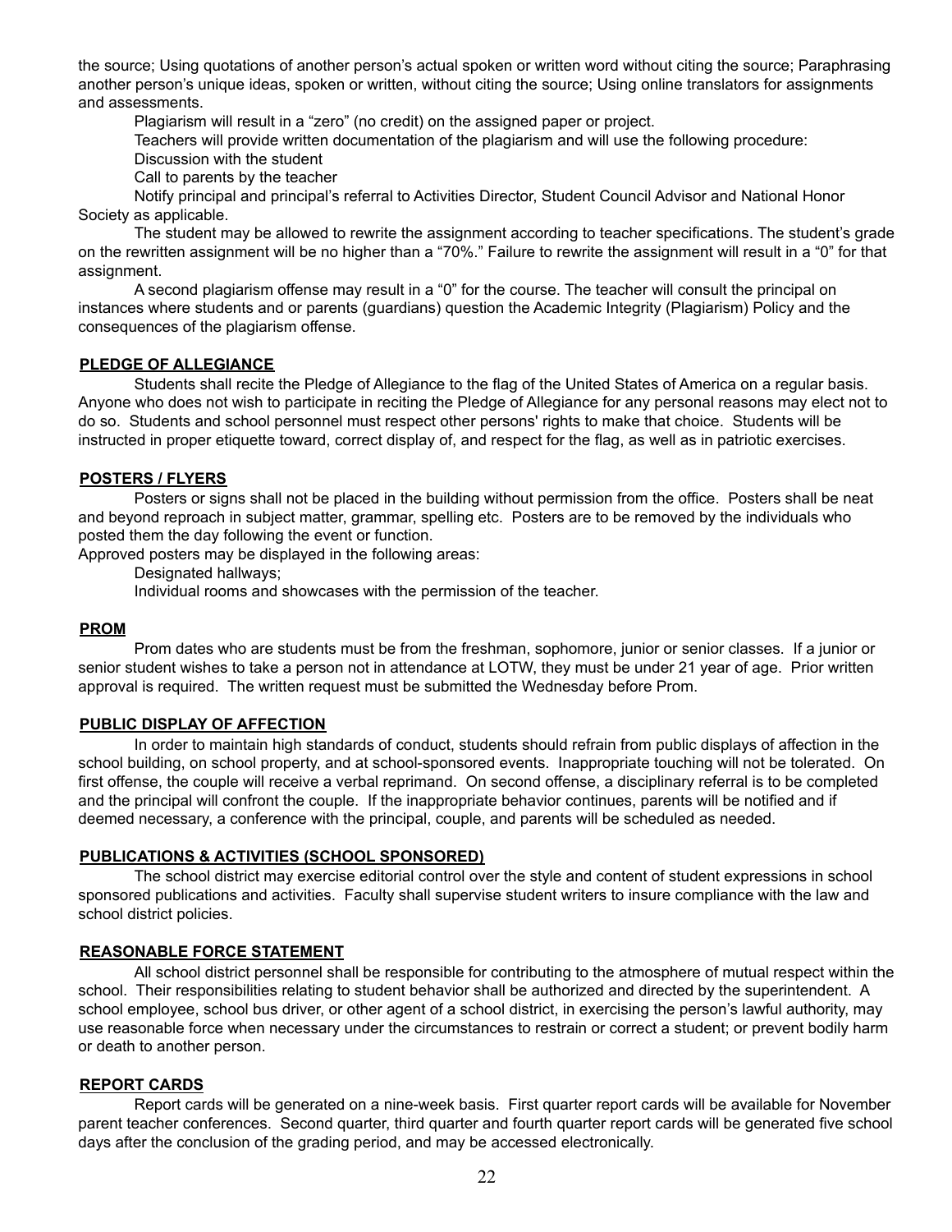the source; Using quotations of another person's actual spoken or written word without citing the source; Paraphrasing another person's unique ideas, spoken or written, without citing the source; Using online translators for assignments and assessments.

Plagiarism will result in a "zero" (no credit) on the assigned paper or project.

Teachers will provide written documentation of the plagiarism and will use the following procedure:

Discussion with the student

Call to parents by the teacher

Notify principal and principal's referral to Activities Director, Student Council Advisor and National Honor Society as applicable.

The student may be allowed to rewrite the assignment according to teacher specifications. The student's grade on the rewritten assignment will be no higher than a "70%." Failure to rewrite the assignment will result in a "0" for that assignment.

A second plagiarism offense may result in a "0" for the course. The teacher will consult the principal on instances where students and or parents (guardians) question the Academic Integrity (Plagiarism) Policy and the consequences of the plagiarism offense.

## PLEDGE OF ALLEGIANCE

Students shall recite the Pledge of Allegiance to the flag of the United States of America on a regular basis. Anyone who does not wish to participate in reciting the Pledge of Allegiance for any personal reasons may elect not to do so. Students and school personnel must respect other persons' rights to make that choice. Students will be instructed in proper etiquette toward, correct display of, and respect for the flag, as well as in patriotic exercises.

## POSTERS / FLYERS

Posters or signs shall not be placed in the building without permission from the office. Posters shall be neat and beyond reproach in subject matter, grammar, spelling etc. Posters are to be removed by the individuals who posted them the day following the event or function.

Approved posters may be displayed in the following areas:

Designated hallways;

Individual rooms and showcases with the permission of the teacher.

## PROM

Prom dates who are students must be from the freshman, sophomore, junior or senior classes. If a junior or senior student wishes to take a person not in attendance at LOTW, they must be under 21 year of age. Prior written approval is required. The written request must be submitted the Wednesday before Prom.

## PUBLIC DISPLAY OF AFFECTION

In order to maintain high standards of conduct, students should refrain from public displays of affection in the school building, on school property, and at school-sponsored events. Inappropriate touching will not be tolerated. On first offense, the couple will receive a verbal reprimand. On second offense, a disciplinary referral is to be completed and the principal will confront the couple. If the inappropriate behavior continues, parents will be notified and if deemed necessary, a conference with the principal, couple, and parents will be scheduled as needed.

## PUBLICATIONS & ACTIVITIES (SCHOOL SPONSORED)

The school district may exercise editorial control over the style and content of student expressions in school sponsored publications and activities. Faculty shall supervise student writers to insure compliance with the law and school district policies.

## REASONABLE FORCE STATEMENT

All school district personnel shall be responsible for contributing to the atmosphere of mutual respect within the school. Their responsibilities relating to student behavior shall be authorized and directed by the superintendent. A school employee, school bus driver, or other agent of a school district, in exercising the person's lawful authority, may use reasonable force when necessary under the circumstances to restrain or correct a student; or prevent bodily harm or death to another person.

## REPORT CARDS

Report cards will be generated on a nine-week basis. First quarter report cards will be available for November parent teacher conferences. Second quarter, third quarter and fourth quarter report cards will be generated five school days after the conclusion of the grading period, and may be accessed electronically.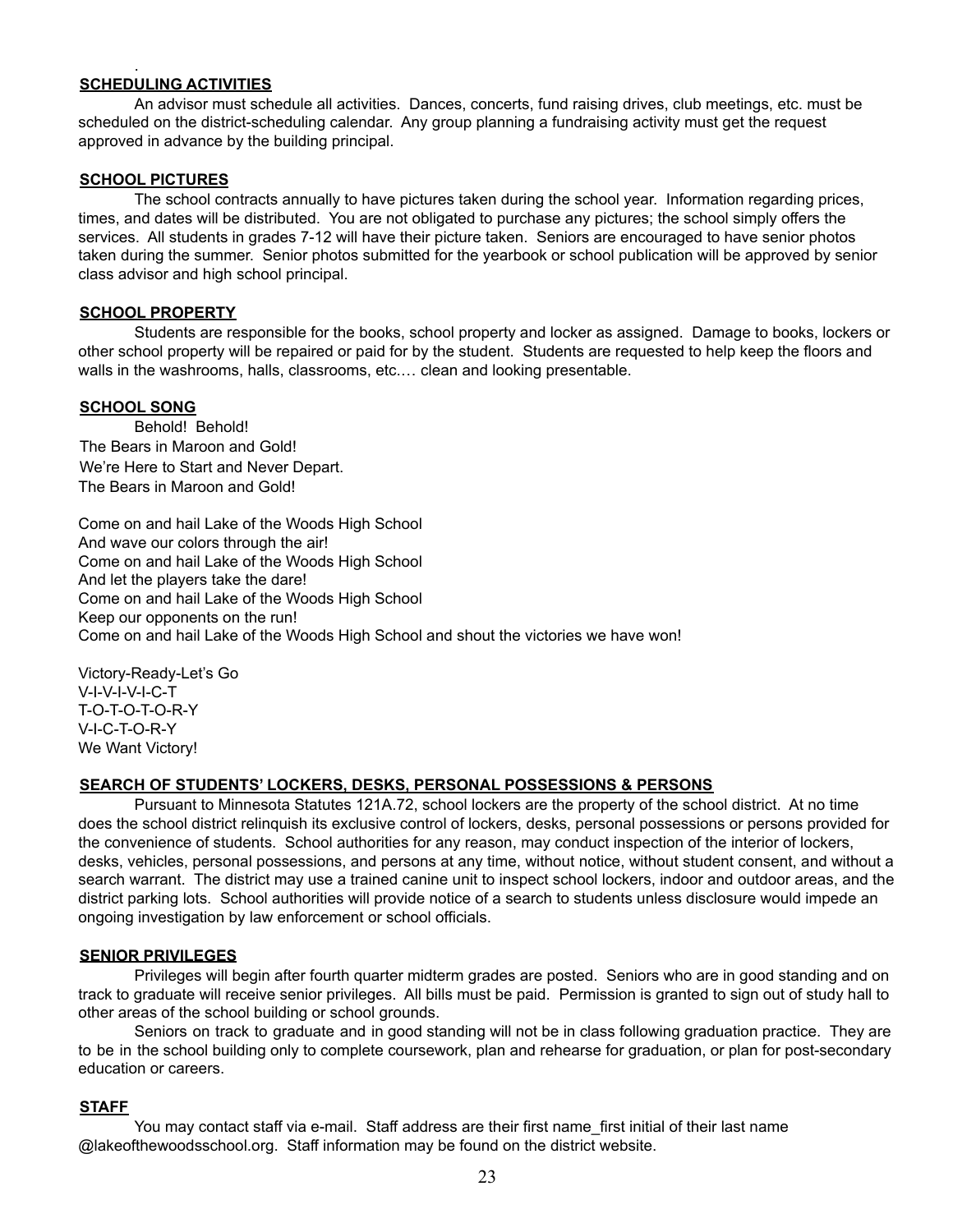## SCHEDULING ACTIVITIES

An advisor must schedule all activities. Dances, concerts, fund raising drives, club meetings, etc. must be scheduled on the district-scheduling calendar. Any group planning a fundraising activity must get the request approved in advance by the building principal.

## SCHOOL PICTURES

The school contracts annually to have pictures taken during the school year. Information regarding prices, times, and dates will be distributed. You are not obligated to purchase any pictures; the school simply offers the services. All students in grades 7-12 will have their picture taken. Seniors are encouraged to have senior photos taken during the summer. Senior photos submitted for the yearbook or school publication will be approved by senior class advisor and high school principal.

## SCHOOL PROPERTY

Students are responsible for the books, school property and locker as assigned. Damage to books, lockers or other school property will be repaired or paid for by the student. Students are requested to help keep the floors and walls in the washrooms, halls, classrooms, etc.… clean and looking presentable.

## SCHOOL SONG

Behold! Behold!
The Bears in Maroon and Gold!
We're Here to Start and Never Depart.
The Bears in Maroon and Gold!

Come on and hail Lake of the Woods High School
And wave our colors through the air!
Come on and hail Lake of the Woods High School
And let the players take the dare!
Come on and hail Lake of the Woods High School
Keep our opponents on the run!
Come on and hail Lake of the Woods High School and shout the victories we have won!

Victory-Ready-Let's Go
V-I-V-I-V-I-C-T
T-O-T-O-T-O-R-Y
V-I-C-T-O-R-Y
We Want Victory!

## SEARCH OF STUDENTS' LOCKERS, DESKS, PERSONAL POSSESSIONS & PERSONS

Pursuant to Minnesota Statutes 121A.72, school lockers are the property of the school district. At no time does the school district relinquish its exclusive control of lockers, desks, personal possessions or persons provided for the convenience of students. School authorities for any reason, may conduct inspection of the interior of lockers, desks, vehicles, personal possessions, and persons at any time, without notice, without student consent, and without a search warrant. The district may use a trained canine unit to inspect school lockers, indoor and outdoor areas, and the district parking lots. School authorities will provide notice of a search to students unless disclosure would impede an ongoing investigation by law enforcement or school officials.

## SENIOR PRIVILEGES

Privileges will begin after fourth quarter midterm grades are posted. Seniors who are in good standing and on track to graduate will receive senior privileges. All bills must be paid. Permission is granted to sign out of study hall to other areas of the school building or school grounds.

Seniors on track to graduate and in good standing will not be in class following graduation practice. They are to be in the school building only to complete coursework, plan and rehearse for graduation, or plan for post-secondary education or careers.

## STAFF

You may contact staff via e-mail. Staff address are their first name_first initial of their last name @lakeofthewoodsschool.org. Staff information may be found on the district website.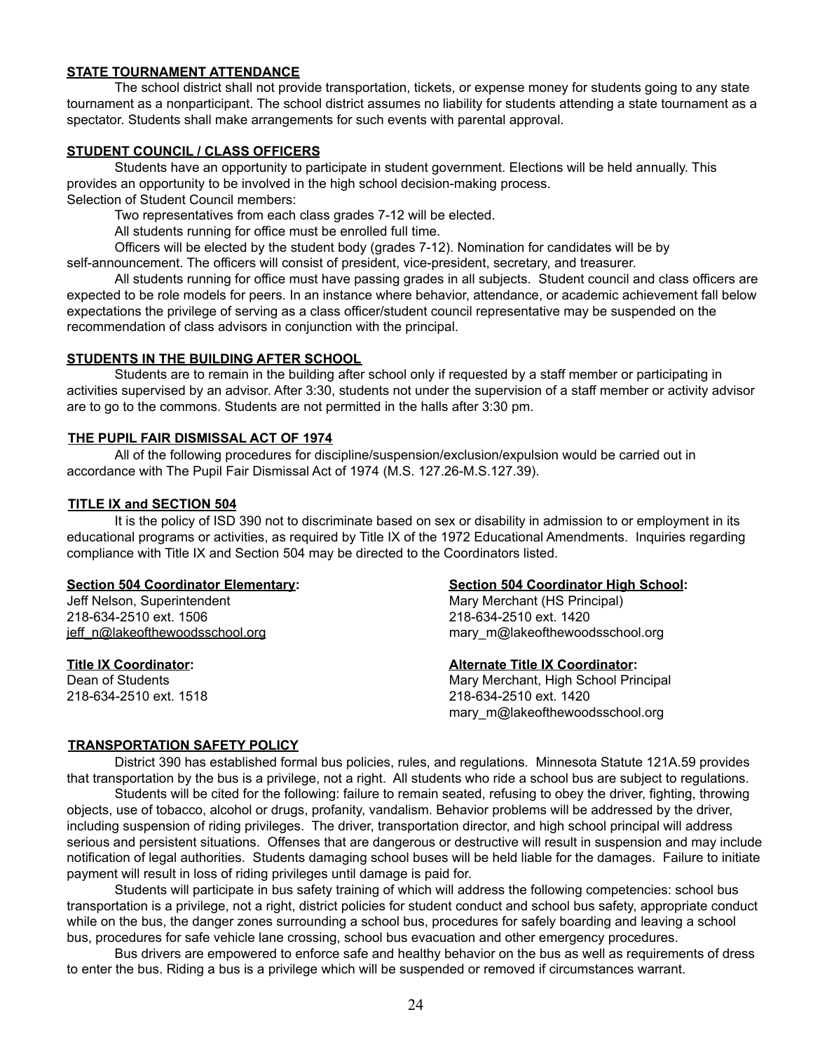**STATE TOURNAMENT ATTENDANCE**

The school district shall not provide transportation, tickets, or expense money for students going to any state tournament as a nonparticipant. The school district assumes no liability for students attending a state tournament as a spectator. Students shall make arrangements for such events with parental approval.

**STUDENT COUNCIL / CLASS OFFICERS**

Students have an opportunity to participate in student government. Elections will be held annually. This provides an opportunity to be involved in the high school decision-making process.

Selection of Student Council members:

Two representatives from each class grades 7-12 will be elected.

All students running for office must be enrolled full time.

Officers will be elected by the student body (grades 7-12). Nomination for candidates will be by self-announcement. The officers will consist of president, vice-president, secretary, and treasurer.

All students running for office must have passing grades in all subjects. Student council and class officers are expected to be role models for peers. In an instance where behavior, attendance, or academic achievement fall below expectations the privilege of serving as a class officer/student council representative may be suspended on the recommendation of class advisors in conjunction with the principal.

**STUDENTS IN THE BUILDING AFTER SCHOOL**

Students are to remain in the building after school only if requested by a staff member or participating in activities supervised by an advisor. After 3:30, students not under the supervision of a staff member or activity advisor are to go to the commons. Students are not permitted in the halls after 3:30 pm.

**THE PUPIL FAIR DISMISSAL ACT OF 1974**

All of the following procedures for discipline/suspension/exclusion/expulsion would be carried out in accordance with The Pupil Fair Dismissal Act of 1974 (M.S. 127.26-M.S.127.39).

**TITLE IX and SECTION 504**

It is the policy of ISD 390 not to discriminate based on sex or disability in admission to or employment in its educational programs or activities, as required by Title IX of the 1972 Educational Amendments. Inquiries regarding compliance with Title IX and Section 504 may be directed to the Coordinators listed.

**Section 504 Coordinator Elementary:**
Jeff Nelson, Superintendent
218-634-2510 ext. 1506
jeff_n@lakeofthewoodsschool.org

**Section 504 Coordinator High School:**
Mary Merchant (HS Principal)
218-634-2510 ext. 1420
mary_m@lakeofthewoodsschool.org

**Title IX Coordinator:**
Dean of Students
218-634-2510 ext. 1518

**Alternate Title IX Coordinator:**
Mary Merchant, High School Principal
218-634-2510 ext. 1420
mary_m@lakeofthewoodsschool.org

**TRANSPORTATION SAFETY POLICY**

District 390 has established formal bus policies, rules, and regulations. Minnesota Statute 121A.59 provides that transportation by the bus is a privilege, not a right. All students who ride a school bus are subject to regulations.

Students will be cited for the following: failure to remain seated, refusing to obey the driver, fighting, throwing objects, use of tobacco, alcohol or drugs, profanity, vandalism. Behavior problems will be addressed by the driver, including suspension of riding privileges. The driver, transportation director, and high school principal will address serious and persistent situations. Offenses that are dangerous or destructive will result in suspension and may include notification of legal authorities. Students damaging school buses will be held liable for the damages. Failure to initiate payment will result in loss of riding privileges until damage is paid for.

Students will participate in bus safety training of which will address the following competencies: school bus transportation is a privilege, not a right, district policies for student conduct and school bus safety, appropriate conduct while on the bus, the danger zones surrounding a school bus, procedures for safely boarding and leaving a school bus, procedures for safe vehicle lane crossing, school bus evacuation and other emergency procedures.

Bus drivers are empowered to enforce safe and healthy behavior on the bus as well as requirements of dress to enter the bus. Riding a bus is a privilege which will be suspended or removed if circumstances warrant.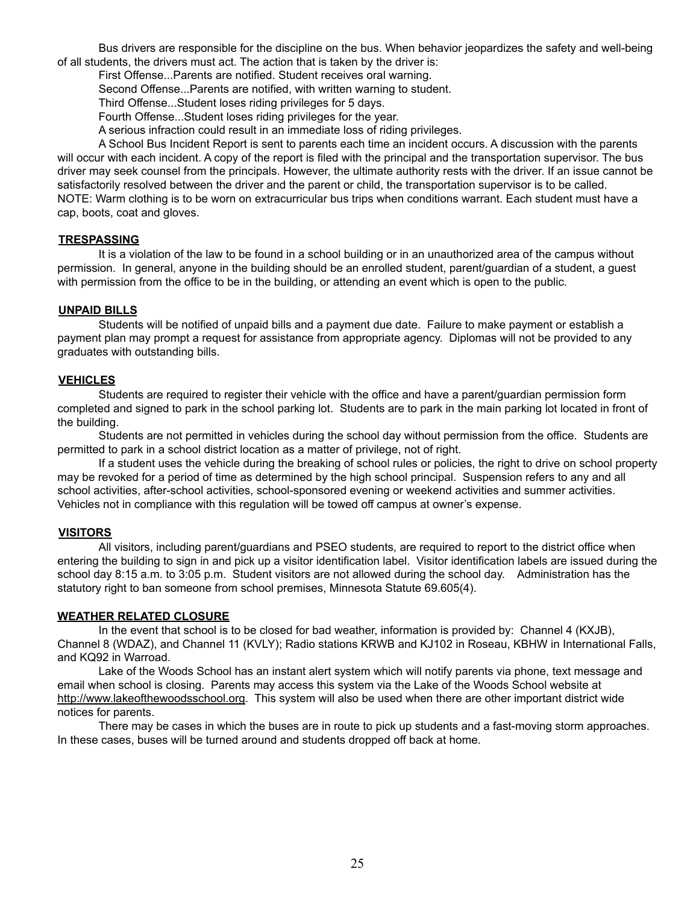Bus drivers are responsible for the discipline on the bus. When behavior jeopardizes the safety and well-being of all students, the drivers must act. The action that is taken by the driver is:

First Offense...Parents are notified. Student receives oral warning.

Second Offense...Parents are notified, with written warning to student.

Third Offense...Student loses riding privileges for 5 days.

Fourth Offense...Student loses riding privileges for the year.

A serious infraction could result in an immediate loss of riding privileges.

A School Bus Incident Report is sent to parents each time an incident occurs. A discussion with the parents will occur with each incident. A copy of the report is filed with the principal and the transportation supervisor. The bus driver may seek counsel from the principals. However, the ultimate authority rests with the driver. If an issue cannot be satisfactorily resolved between the driver and the parent or child, the transportation supervisor is to be called.
NOTE: Warm clothing is to be worn on extracurricular bus trips when conditions warrant. Each student must have a cap, boots, coat and gloves.

## TRESPASSING

It is a violation of the law to be found in a school building or in an unauthorized area of the campus without permission. In general, anyone in the building should be an enrolled student, parent/guardian of a student, a guest with permission from the office to be in the building, or attending an event which is open to the public.

## UNPAID BILLS

Students will be notified of unpaid bills and a payment due date. Failure to make payment or establish a payment plan may prompt a request for assistance from appropriate agency. Diplomas will not be provided to any graduates with outstanding bills.

## VEHICLES

Students are required to register their vehicle with the office and have a parent/guardian permission form completed and signed to park in the school parking lot. Students are to park in the main parking lot located in front of the building.

Students are not permitted in vehicles during the school day without permission from the office. Students are permitted to park in a school district location as a matter of privilege, not of right.

If a student uses the vehicle during the breaking of school rules or policies, the right to drive on school property may be revoked for a period of time as determined by the high school principal. Suspension refers to any and all school activities, after-school activities, school-sponsored evening or weekend activities and summer activities. Vehicles not in compliance with this regulation will be towed off campus at owner's expense.

## VISITORS

All visitors, including parent/guardians and PSEO students, are required to report to the district office when entering the building to sign in and pick up a visitor identification label. Visitor identification labels are issued during the school day 8:15 a.m. to 3:05 p.m. Student visitors are not allowed during the school day. Administration has the statutory right to ban someone from school premises, Minnesota Statute 69.605(4).

## WEATHER RELATED CLOSURE

In the event that school is to be closed for bad weather, information is provided by: Channel 4 (KXJB), Channel 8 (WDAZ), and Channel 11 (KVLY); Radio stations KRWB and KJ102 in Roseau, KBHW in International Falls, and KQ92 in Warroad.

Lake of the Woods School has an instant alert system which will notify parents via phone, text message and email when school is closing. Parents may access this system via the Lake of the Woods School website at http://www.lakeofthewoodsschool.org. This system will also be used when there are other important district wide notices for parents.

There may be cases in which the buses are in route to pick up students and a fast-moving storm approaches. In these cases, buses will be turned around and students dropped off back at home.